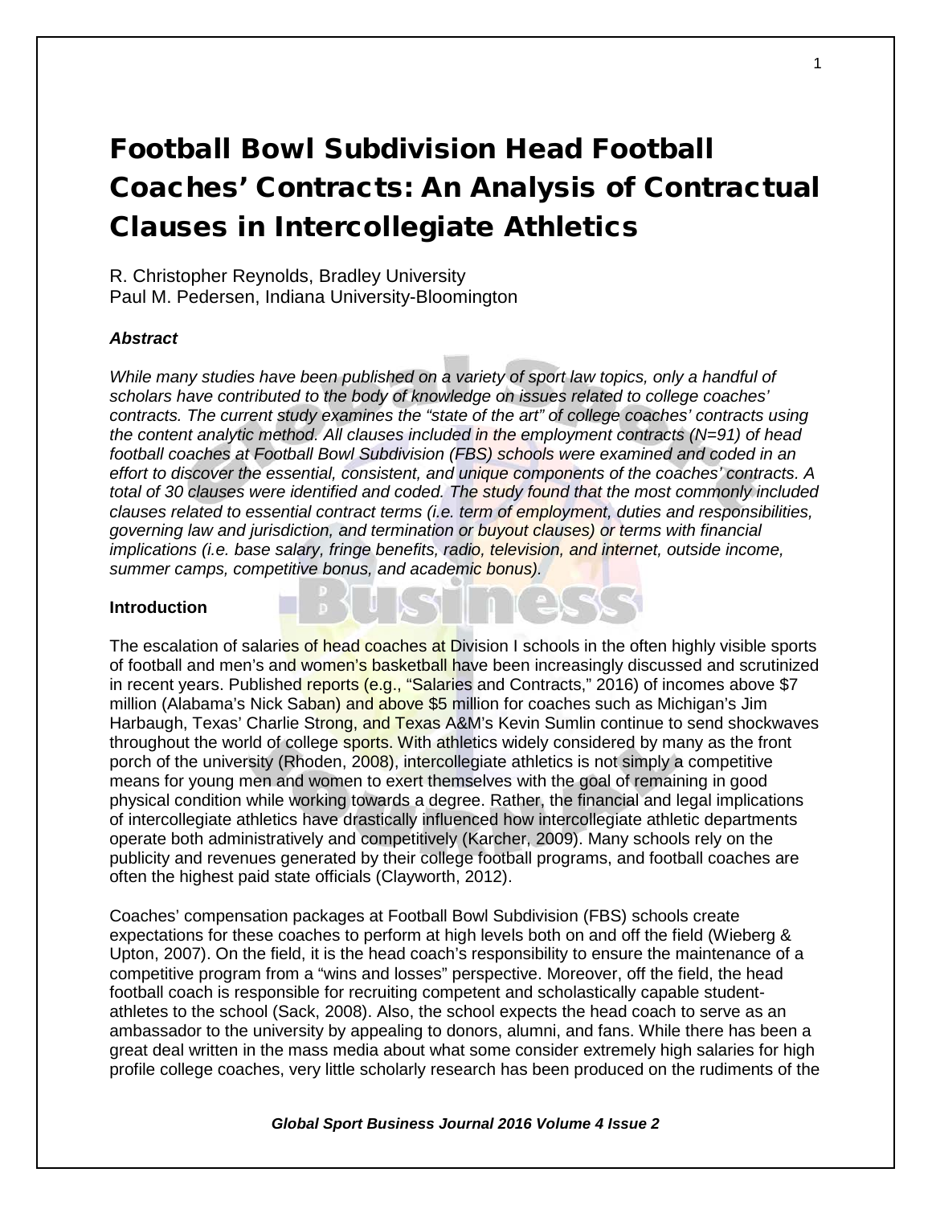# Football Bowl Subdivision Head Football Coaches' Contracts: An Analysis of Contractual Clauses in Intercollegiate Athletics

R. Christopher Reynolds, Bradley University
Paul M. Pedersen, Indiana University-Bloomington

***Abstract***

*While many studies have been published on a variety of sport law topics, only a handful of scholars have contributed to the body of knowledge on issues related to college coaches' contracts. The current study examines the "state of the art" of college coaches' contracts using the content analytic method. All clauses included in the employment contracts (N=91) of head football coaches at Football Bowl Subdivision (FBS) schools were examined and coded in an effort to discover the essential, consistent, and unique components of the coaches' contracts. A total of 30 clauses were identified and coded. The study found that the most commonly included clauses related to essential contract terms (i.e. term of employment, duties and responsibilities, governing law and jurisdiction, and termination or buyout clauses) or terms with financial implications (i.e. base salary, fringe benefits, radio, television, and internet, outside income, summer camps, competitive bonus, and academic bonus).*

**Introduction**

The escalation of salaries of head coaches at Division I schools in the often highly visible sports of football and men's and women's basketball have been increasingly discussed and scrutinized in recent years. Published reports (e.g., "Salaries and Contracts," 2016) of incomes above $7 million (Alabama's Nick Saban) and above $5 million for coaches such as Michigan's Jim Harbaugh, Texas' Charlie Strong, and Texas A&M's Kevin Sumlin continue to send shockwaves throughout the world of college sports. With athletics widely considered by many as the front porch of the university (Rhoden, 2008), intercollegiate athletics is not simply a competitive means for young men and women to exert themselves with the goal of remaining in good physical condition while working towards a degree. Rather, the financial and legal implications of intercollegiate athletics have drastically influenced how intercollegiate athletic departments operate both administratively and competitively (Karcher, 2009). Many schools rely on the publicity and revenues generated by their college football programs, and football coaches are often the highest paid state officials (Clayworth, 2012).

Coaches' compensation packages at Football Bowl Subdivision (FBS) schools create expectations for these coaches to perform at high levels both on and off the field (Wieberg & Upton, 2007). On the field, it is the head coach's responsibility to ensure the maintenance of a competitive program from a "wins and losses" perspective. Moreover, off the field, the head football coach is responsible for recruiting competent and scholastically capable student-athletes to the school (Sack, 2008). Also, the school expects the head coach to serve as an ambassador to the university by appealing to donors, alumni, and fans. While there has been a great deal written in the mass media about what some consider extremely high salaries for high profile college coaches, very little scholarly research has been produced on the rudiments of the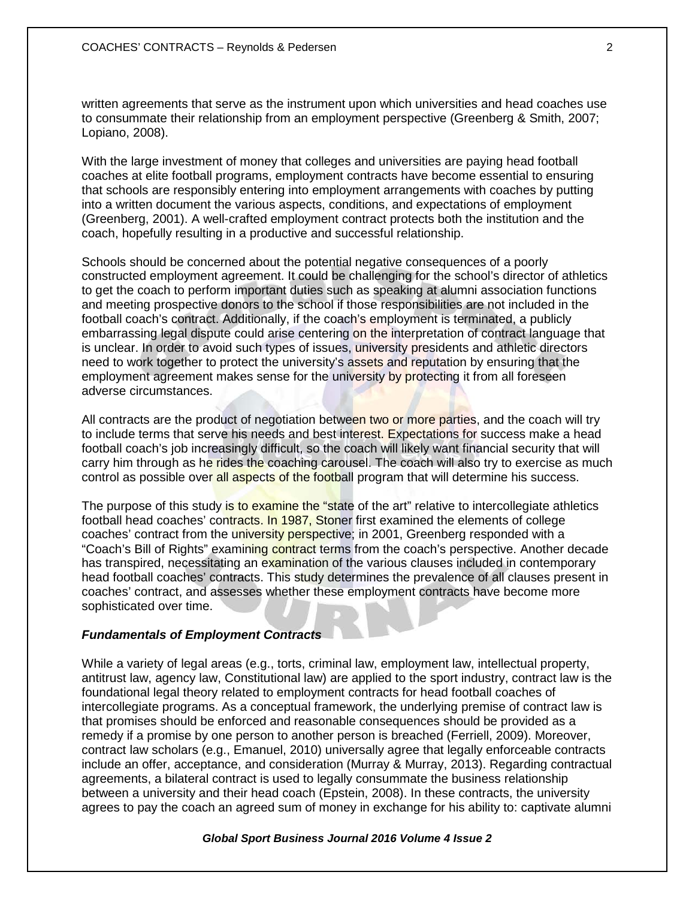written agreements that serve as the instrument upon which universities and head coaches use to consummate their relationship from an employment perspective (Greenberg & Smith, 2007; Lopiano, 2008).

With the large investment of money that colleges and universities are paying head football coaches at elite football programs, employment contracts have become essential to ensuring that schools are responsibly entering into employment arrangements with coaches by putting into a written document the various aspects, conditions, and expectations of employment (Greenberg, 2001). A well-crafted employment contract protects both the institution and the coach, hopefully resulting in a productive and successful relationship.

Schools should be concerned about the potential negative consequences of a poorly constructed employment agreement. It could be challenging for the school's director of athletics to get the coach to perform important duties such as speaking at alumni association functions and meeting prospective donors to the school if those responsibilities are not included in the football coach's contract. Additionally, if the coach's employment is terminated, a publicly embarrassing legal dispute could arise centering on the interpretation of contract language that is unclear. In order to avoid such types of issues, university presidents and athletic directors need to work together to protect the university's assets and reputation by ensuring that the employment agreement makes sense for the university by protecting it from all foreseen adverse circumstances.

All contracts are the product of negotiation between two or more parties, and the coach will try to include terms that serve his needs and best interest. Expectations for success make a head football coach's job increasingly difficult, so the coach will likely want financial security that will carry him through as he rides the coaching carousel. The coach will also try to exercise as much control as possible over all aspects of the football program that will determine his success.

The purpose of this study is to examine the "state of the art" relative to intercollegiate athletics football head coaches' contracts. In 1987, Stoner first examined the elements of college coaches' contract from the university perspective; in 2001, Greenberg responded with a "Coach's Bill of Rights" examining contract terms from the coach's perspective. Another decade has transpired, necessitating an examination of the various clauses included in contemporary head football coaches' contracts. This study determines the prevalence of all clauses present in coaches' contract, and assesses whether these employment contracts have become more sophisticated over time.

### *Fundamentals of Employment Contracts*

While a variety of legal areas (e.g., torts, criminal law, employment law, intellectual property, antitrust law, agency law, Constitutional law) are applied to the sport industry, contract law is the foundational legal theory related to employment contracts for head football coaches of intercollegiate programs. As a conceptual framework, the underlying premise of contract law is that promises should be enforced and reasonable consequences should be provided as a remedy if a promise by one person to another person is breached (Ferriell, 2009). Moreover, contract law scholars (e.g., Emanuel, 2010) universally agree that legally enforceable contracts include an offer, acceptance, and consideration (Murray & Murray, 2013). Regarding contractual agreements, a bilateral contract is used to legally consummate the business relationship between a university and their head coach (Epstein, 2008). In these contracts, the university agrees to pay the coach an agreed sum of money in exchange for his ability to: captivate alumni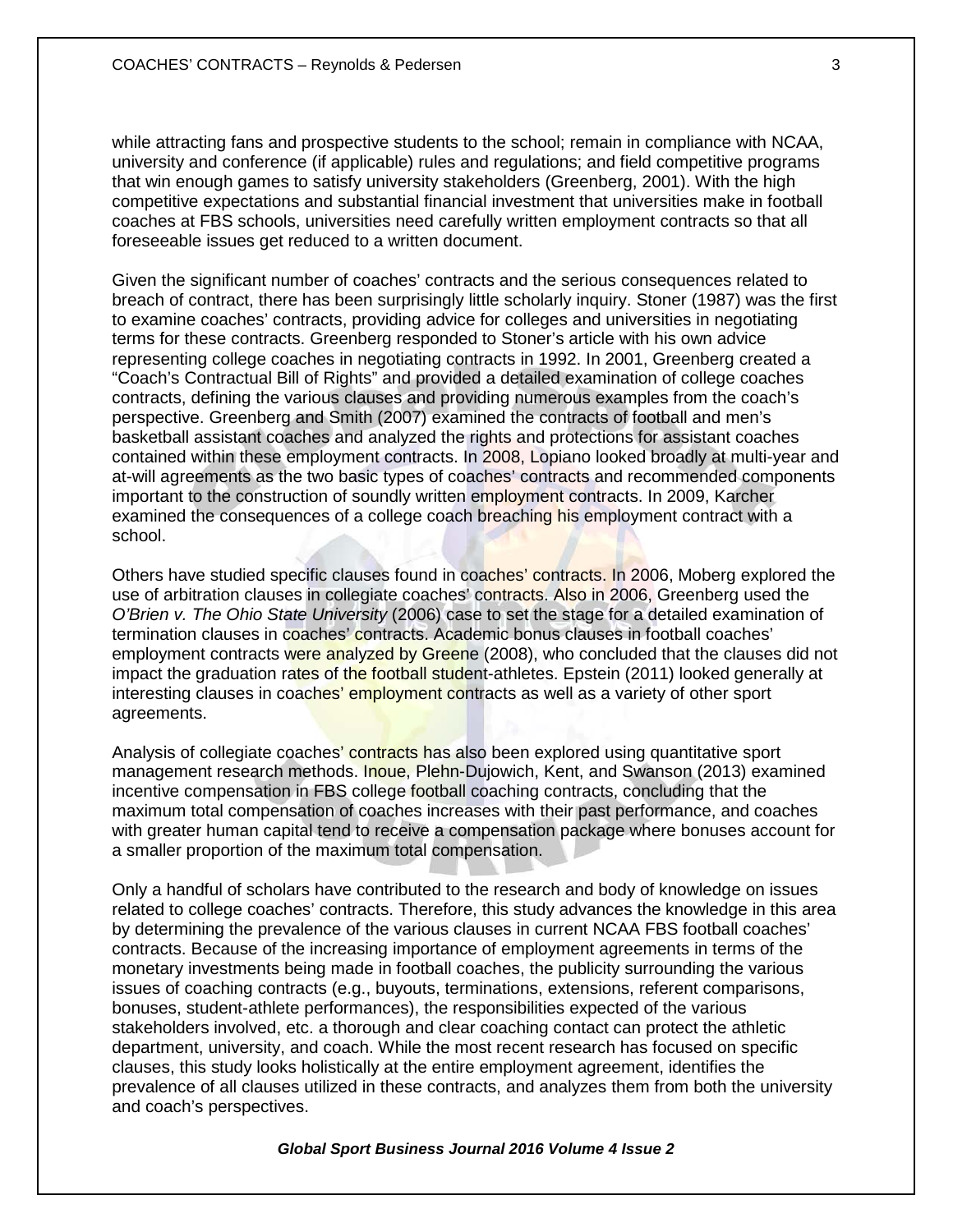while attracting fans and prospective students to the school; remain in compliance with NCAA, university and conference (if applicable) rules and regulations; and field competitive programs that win enough games to satisfy university stakeholders (Greenberg, 2001). With the high competitive expectations and substantial financial investment that universities make in football coaches at FBS schools, universities need carefully written employment contracts so that all foreseeable issues get reduced to a written document.

Given the significant number of coaches' contracts and the serious consequences related to breach of contract, there has been surprisingly little scholarly inquiry. Stoner (1987) was the first to examine coaches' contracts, providing advice for colleges and universities in negotiating terms for these contracts. Greenberg responded to Stoner's article with his own advice representing college coaches in negotiating contracts in 1992. In 2001, Greenberg created a "Coach's Contractual Bill of Rights" and provided a detailed examination of college coaches contracts, defining the various clauses and providing numerous examples from the coach's perspective. Greenberg and Smith (2007) examined the contracts of football and men's basketball assistant coaches and analyzed the rights and protections for assistant coaches contained within these employment contracts. In 2008, Lopiano looked broadly at multi-year and at-will agreements as the two basic types of coaches' contracts and recommended components important to the construction of soundly written employment contracts. In 2009, Karcher examined the consequences of a college coach breaching his employment contract with a school.

Others have studied specific clauses found in coaches' contracts. In 2006, Moberg explored the use of arbitration clauses in collegiate coaches' contracts. Also in 2006, Greenberg used the *O'Brien v. The Ohio State University* (2006) case to set the stage for a detailed examination of termination clauses in coaches' contracts. Academic bonus clauses in football coaches' employment contracts were analyzed by Greene (2008), who concluded that the clauses did not impact the graduation rates of the football student-athletes. Epstein (2011) looked generally at interesting clauses in coaches' employment contracts as well as a variety of other sport agreements.

Analysis of collegiate coaches' contracts has also been explored using quantitative sport management research methods. Inoue, Plehn-Dujowich, Kent, and Swanson (2013) examined incentive compensation in FBS college football coaching contracts, concluding that the maximum total compensation of coaches increases with their past performance, and coaches with greater human capital tend to receive a compensation package where bonuses account for a smaller proportion of the maximum total compensation.

Only a handful of scholars have contributed to the research and body of knowledge on issues related to college coaches' contracts. Therefore, this study advances the knowledge in this area by determining the prevalence of the various clauses in current NCAA FBS football coaches' contracts. Because of the increasing importance of employment agreements in terms of the monetary investments being made in football coaches, the publicity surrounding the various issues of coaching contracts (e.g., buyouts, terminations, extensions, referent comparisons, bonuses, student-athlete performances), the responsibilities expected of the various stakeholders involved, etc. a thorough and clear coaching contact can protect the athletic department, university, and coach. While the most recent research has focused on specific clauses, this study looks holistically at the entire employment agreement, identifies the prevalence of all clauses utilized in these contracts, and analyzes them from both the university and coach's perspectives.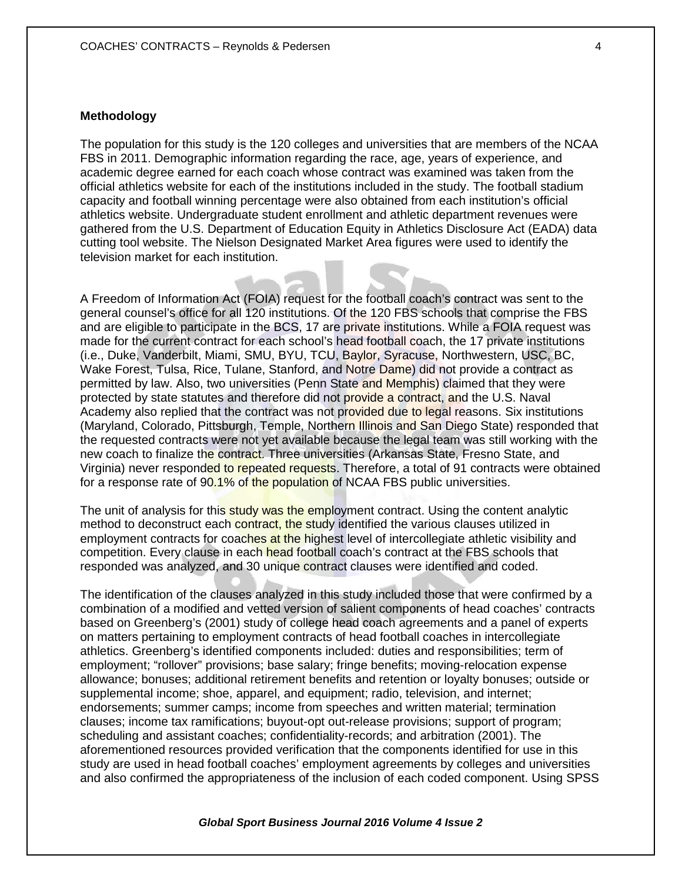## Methodology

The population for this study is the 120 colleges and universities that are members of the NCAA FBS in 2011. Demographic information regarding the race, age, years of experience, and academic degree earned for each coach whose contract was examined was taken from the official athletics website for each of the institutions included in the study. The football stadium capacity and football winning percentage were also obtained from each institution's official athletics website. Undergraduate student enrollment and athletic department revenues were gathered from the U.S. Department of Education Equity in Athletics Disclosure Act (EADA) data cutting tool website. The Nielson Designated Market Area figures were used to identify the television market for each institution.

A Freedom of Information Act (FOIA) request for the football coach's contract was sent to the general counsel's office for all 120 institutions. Of the 120 FBS schools that comprise the FBS and are eligible to participate in the BCS, 17 are private institutions. While a FOIA request was made for the current contract for each school's head football coach, the 17 private institutions (i.e., Duke, Vanderbilt, Miami, SMU, BYU, TCU, Baylor, Syracuse, Northwestern, USC, BC, Wake Forest, Tulsa, Rice, Tulane, Stanford, and Notre Dame) did not provide a contract as permitted by law. Also, two universities (Penn State and Memphis) claimed that they were protected by state statutes and therefore did not provide a contract, and the U.S. Naval Academy also replied that the contract was not provided due to legal reasons. Six institutions (Maryland, Colorado, Pittsburgh, Temple, Northern Illinois and San Diego State) responded that the requested contracts were not yet available because the legal team was still working with the new coach to finalize the contract. Three universities (Arkansas State, Fresno State, and Virginia) never responded to repeated requests. Therefore, a total of 91 contracts were obtained for a response rate of 90.1% of the population of NCAA FBS public universities.

The unit of analysis for this study was the employment contract. Using the content analytic method to deconstruct each contract, the study identified the various clauses utilized in employment contracts for coaches at the highest level of intercollegiate athletic visibility and competition. Every clause in each head football coach's contract at the FBS schools that responded was analyzed, and 30 unique contract clauses were identified and coded.

The identification of the clauses analyzed in this study included those that were confirmed by a combination of a modified and vetted version of salient components of head coaches' contracts based on Greenberg's (2001) study of college head coach agreements and a panel of experts on matters pertaining to employment contracts of head football coaches in intercollegiate athletics. Greenberg's identified components included: duties and responsibilities; term of employment; "rollover" provisions; base salary; fringe benefits; moving-relocation expense allowance; bonuses; additional retirement benefits and retention or loyalty bonuses; outside or supplemental income; shoe, apparel, and equipment; radio, television, and internet; endorsements; summer camps; income from speeches and written material; termination clauses; income tax ramifications; buyout-opt out-release provisions; support of program; scheduling and assistant coaches; confidentiality-records; and arbitration (2001). The aforementioned resources provided verification that the components identified for use in this study are used in head football coaches' employment agreements by colleges and universities and also confirmed the appropriateness of the inclusion of each coded component. Using SPSS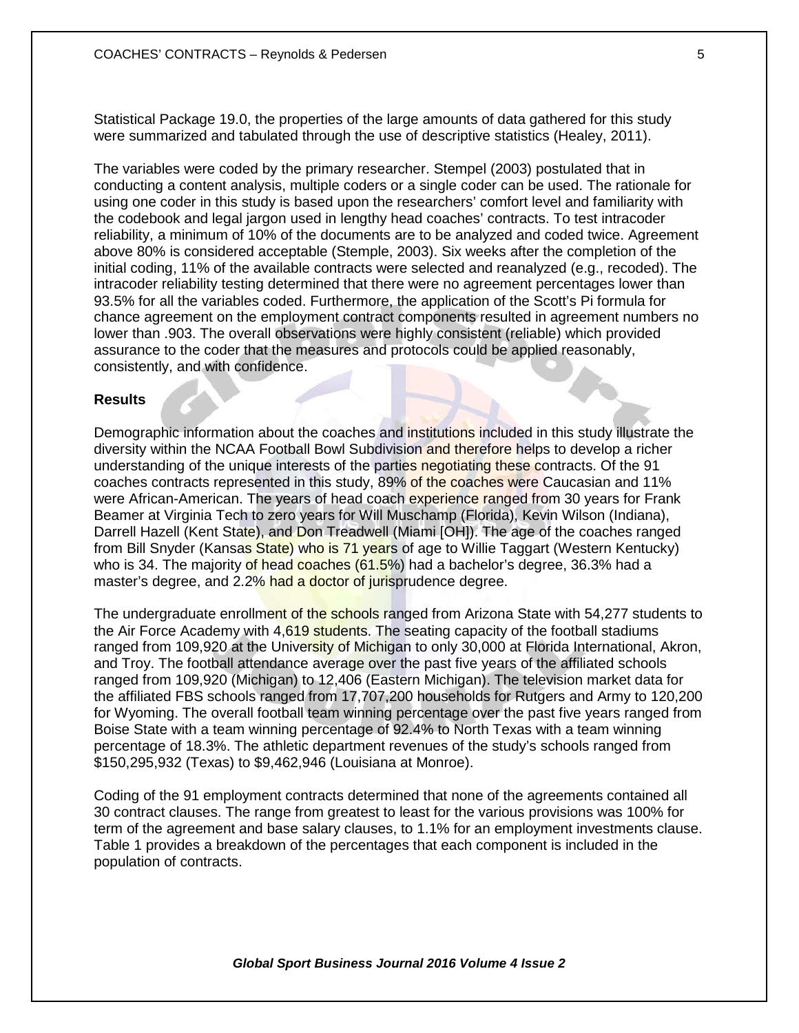Statistical Package 19.0, the properties of the large amounts of data gathered for this study were summarized and tabulated through the use of descriptive statistics (Healey, 2011).

The variables were coded by the primary researcher. Stempel (2003) postulated that in conducting a content analysis, multiple coders or a single coder can be used. The rationale for using one coder in this study is based upon the researchers' comfort level and familiarity with the codebook and legal jargon used in lengthy head coaches' contracts. To test intracoder reliability, a minimum of 10% of the documents are to be analyzed and coded twice. Agreement above 80% is considered acceptable (Stemple, 2003). Six weeks after the completion of the initial coding, 11% of the available contracts were selected and reanalyzed (e.g., recoded). The intracoder reliability testing determined that there were no agreement percentages lower than 93.5% for all the variables coded. Furthermore, the application of the Scott's Pi formula for chance agreement on the employment contract components resulted in agreement numbers no lower than .903. The overall observations were highly consistent (reliable) which provided assurance to the coder that the measures and protocols could be applied reasonably, consistently, and with confidence.

## Results

Demographic information about the coaches and institutions included in this study illustrate the diversity within the NCAA Football Bowl Subdivision and therefore helps to develop a richer understanding of the unique interests of the parties negotiating these contracts. Of the 91 coaches contracts represented in this study, 89% of the coaches were Caucasian and 11% were African-American. The years of head coach experience ranged from 30 years for Frank Beamer at Virginia Tech to zero years for Will Muschamp (Florida), Kevin Wilson (Indiana), Darrell Hazell (Kent State), and Don Treadwell (Miami [OH]). The age of the coaches ranged from Bill Snyder (Kansas State) who is 71 years of age to Willie Taggart (Western Kentucky) who is 34. The majority of head coaches (61.5%) had a bachelor's degree, 36.3% had a master's degree, and 2.2% had a doctor of jurisprudence degree.

The undergraduate enrollment of the schools ranged from Arizona State with 54,277 students to the Air Force Academy with 4,619 students. The seating capacity of the football stadiums ranged from 109,920 at the University of Michigan to only 30,000 at Florida International, Akron, and Troy. The football attendance average over the past five years of the affiliated schools ranged from 109,920 (Michigan) to 12,406 (Eastern Michigan). The television market data for the affiliated FBS schools ranged from 17,707,200 households for Rutgers and Army to 120,200 for Wyoming. The overall football team winning percentage over the past five years ranged from Boise State with a team winning percentage of 92.4% to North Texas with a team winning percentage of 18.3%. The athletic department revenues of the study's schools ranged from $150,295,932 (Texas) to $9,462,946 (Louisiana at Monroe).

Coding of the 91 employment contracts determined that none of the agreements contained all 30 contract clauses. The range from greatest to least for the various provisions was 100% for term of the agreement and base salary clauses, to 1.1% for an employment investments clause. Table 1 provides a breakdown of the percentages that each component is included in the population of contracts.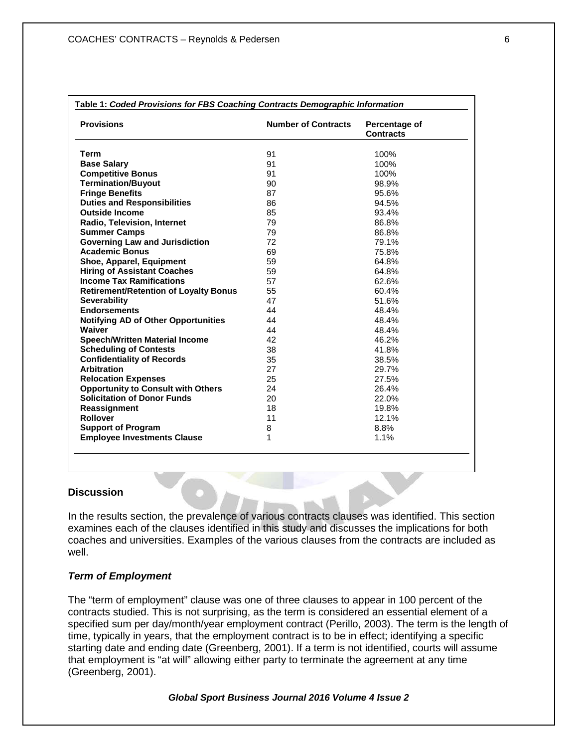**Table 1:** ***Coded Provisions for FBS Coaching Contracts Demographic Information***

| Provisions | Number of Contracts | Percentage of Contracts |
|---|---|---|
| **Term** | 91 | 100% |
| **Base Salary** | 91 | 100% |
| **Competitive Bonus** | 91 | 100% |
| **Termination/Buyout** | 90 | 98.9% |
| **Fringe Benefits** | 87 | 95.6% |
| **Duties and Responsibilities** | 86 | 94.5% |
| **Outside Income** | 85 | 93.4% |
| **Radio, Television, Internet** | 79 | 86.8% |
| **Summer Camps** | 79 | 86.8% |
| **Governing Law and Jurisdiction** | 72 | 79.1% |
| **Academic Bonus** | 69 | 75.8% |
| **Shoe, Apparel, Equipment** | 59 | 64.8% |
| **Hiring of Assistant Coaches** | 59 | 64.8% |
| **Income Tax Ramifications** | 57 | 62.6% |
| **Retirement/Retention of Loyalty Bonus** | 55 | 60.4% |
| **Severability** | 47 | 51.6% |
| **Endorsements** | 44 | 48.4% |
| **Notifying AD of Other Opportunities** | 44 | 48.4% |
| **Waiver** | 44 | 48.4% |
| **Speech/Written Material Income** | 42 | 46.2% |
| **Scheduling of Contests** | 38 | 41.8% |
| **Confidentiality of Records** | 35 | 38.5% |
| **Arbitration** | 27 | 29.7% |
| **Relocation Expenses** | 25 | 27.5% |
| **Opportunity to Consult with Others** | 24 | 26.4% |
| **Solicitation of Donor Funds** | 20 | 22.0% |
| **Reassignment** | 18 | 19.8% |
| **Rollover** | 11 | 12.1% |
| **Support of Program** | 8 | 8.8% |
| **Employee Investments Clause** | 1 | 1.1% |

## Discussion

In the results section, the prevalence of various contracts clauses was identified. This section examines each of the clauses identified in this study and discusses the implications for both coaches and universities. Examples of the various clauses from the contracts are included as well.

### *Term of Employment*

The "term of employment" clause was one of three clauses to appear in 100 percent of the contracts studied. This is not surprising, as the term is considered an essential element of a specified sum per day/month/year employment contract (Perillo, 2003). The term is the length of time, typically in years, that the employment contract is to be in effect; identifying a specific starting date and ending date (Greenberg, 2001). If a term is not identified, courts will assume that employment is "at will" allowing either party to terminate the agreement at any time (Greenberg, 2001).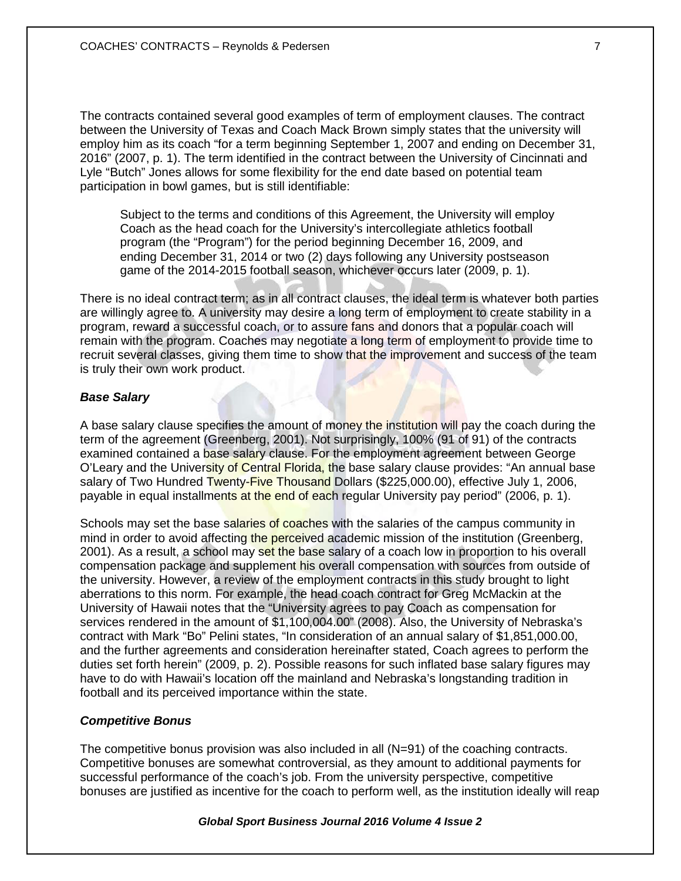The contracts contained several good examples of term of employment clauses. The contract between the University of Texas and Coach Mack Brown simply states that the university will employ him as its coach "for a term beginning September 1, 2007 and ending on December 31, 2016" (2007, p. 1). The term identified in the contract between the University of Cincinnati and Lyle "Butch" Jones allows for some flexibility for the end date based on potential team participation in bowl games, but is still identifiable:

> Subject to the terms and conditions of this Agreement, the University will employ Coach as the head coach for the University's intercollegiate athletics football program (the "Program") for the period beginning December 16, 2009, and ending December 31, 2014 or two (2) days following any University postseason game of the 2014-2015 football season, whichever occurs later (2009, p. 1).

There is no ideal contract term; as in all contract clauses, the ideal term is whatever both parties are willingly agree to. A university may desire a long term of employment to create stability in a program, reward a successful coach, or to assure fans and donors that a popular coach will remain with the program. Coaches may negotiate a long term of employment to provide time to recruit several classes, giving them time to show that the improvement and success of the team is truly their own work product.

### *Base Salary*

A base salary clause specifies the amount of money the institution will pay the coach during the term of the agreement (Greenberg, 2001). Not surprisingly, 100% (91 of 91) of the contracts examined contained a base salary clause. For the employment agreement between George O'Leary and the University of Central Florida, the base salary clause provides: "An annual base salary of Two Hundred Twenty-Five Thousand Dollars ($225,000.00), effective July 1, 2006, payable in equal installments at the end of each regular University pay period" (2006, p. 1).

Schools may set the base salaries of coaches with the salaries of the campus community in mind in order to avoid affecting the perceived academic mission of the institution (Greenberg, 2001). As a result, a school may set the base salary of a coach low in proportion to his overall compensation package and supplement his overall compensation with sources from outside of the university. However, a review of the employment contracts in this study brought to light aberrations to this norm. For example, the head coach contract for Greg McMackin at the University of Hawaii notes that the "University agrees to pay Coach as compensation for services rendered in the amount of $1,100,004.00" (2008). Also, the University of Nebraska's contract with Mark "Bo" Pelini states, "In consideration of an annual salary of $1,851,000.00, and the further agreements and consideration hereinafter stated, Coach agrees to perform the duties set forth herein" (2009, p. 2). Possible reasons for such inflated base salary figures may have to do with Hawaii's location off the mainland and Nebraska's longstanding tradition in football and its perceived importance within the state.

### *Competitive Bonus*

The competitive bonus provision was also included in all (N=91) of the coaching contracts. Competitive bonuses are somewhat controversial, as they amount to additional payments for successful performance of the coach's job. From the university perspective, competitive bonuses are justified as incentive for the coach to perform well, as the institution ideally will reap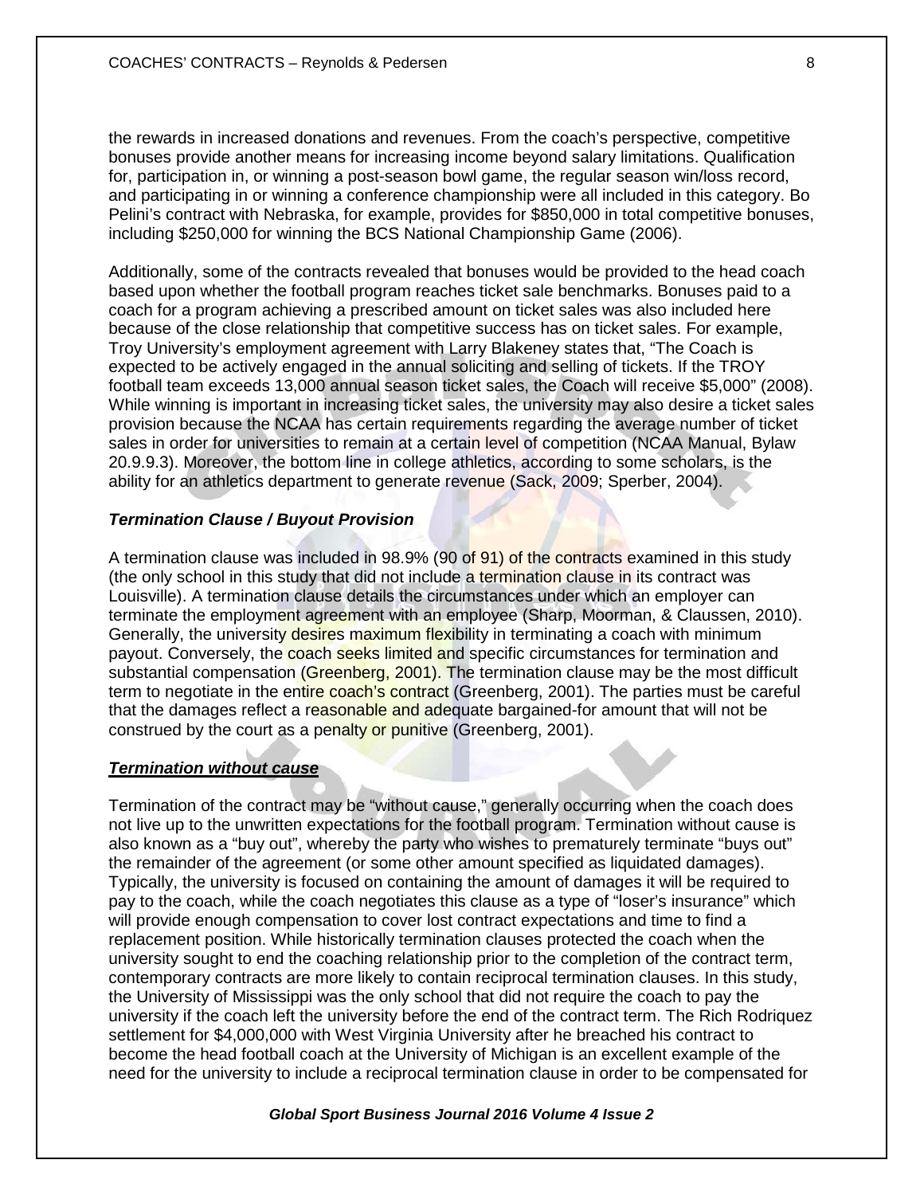the rewards in increased donations and revenues. From the coach's perspective, competitive bonuses provide another means for increasing income beyond salary limitations. Qualification for, participation in, or winning a post-season bowl game, the regular season win/loss record, and participating in or winning a conference championship were all included in this category. Bo Pelini's contract with Nebraska, for example, provides for $850,000 in total competitive bonuses, including $250,000 for winning the BCS National Championship Game (2006).

Additionally, some of the contracts revealed that bonuses would be provided to the head coach based upon whether the football program reaches ticket sale benchmarks. Bonuses paid to a coach for a program achieving a prescribed amount on ticket sales was also included here because of the close relationship that competitive success has on ticket sales. For example, Troy University's employment agreement with Larry Blakeney states that, "The Coach is expected to be actively engaged in the annual soliciting and selling of tickets. If the TROY football team exceeds 13,000 annual season ticket sales, the Coach will receive $5,000" (2008). While winning is important in increasing ticket sales, the university may also desire a ticket sales provision because the NCAA has certain requirements regarding the average number of ticket sales in order for universities to remain at a certain level of competition (NCAA Manual, Bylaw 20.9.9.3). Moreover, the bottom line in college athletics, according to some scholars, is the ability for an athletics department to generate revenue (Sack, 2009; Sperber, 2004).

### *Termination Clause / Buyout Provision*

A termination clause was included in 98.9% (90 of 91) of the contracts examined in this study (the only school in this study that did not include a termination clause in its contract was Louisville). A termination clause details the circumstances under which an employer can terminate the employment agreement with an employee (Sharp, Moorman, & Claussen, 2010). Generally, the university desires maximum flexibility in terminating a coach with minimum payout. Conversely, the coach seeks limited and specific circumstances for termination and substantial compensation (Greenberg, 2001). The termination clause may be the most difficult term to negotiate in the entire coach's contract (Greenberg, 2001). The parties must be careful that the damages reflect a reasonable and adequate bargained-for amount that will not be construed by the court as a penalty or punitive (Greenberg, 2001).

#### ***Termination without cause***

Termination of the contract may be "without cause," generally occurring when the coach does not live up to the unwritten expectations for the football program. Termination without cause is also known as a "buy out", whereby the party who wishes to prematurely terminate "buys out" the remainder of the agreement (or some other amount specified as liquidated damages). Typically, the university is focused on containing the amount of damages it will be required to pay to the coach, while the coach negotiates this clause as a type of "loser's insurance" which will provide enough compensation to cover lost contract expectations and time to find a replacement position. While historically termination clauses protected the coach when the university sought to end the coaching relationship prior to the completion of the contract term, contemporary contracts are more likely to contain reciprocal termination clauses. In this study, the University of Mississippi was the only school that did not require the coach to pay the university if the coach left the university before the end of the contract term. The Rich Rodriquez settlement for $4,000,000 with West Virginia University after he breached his contract to become the head football coach at the University of Michigan is an excellent example of the need for the university to include a reciprocal termination clause in order to be compensated for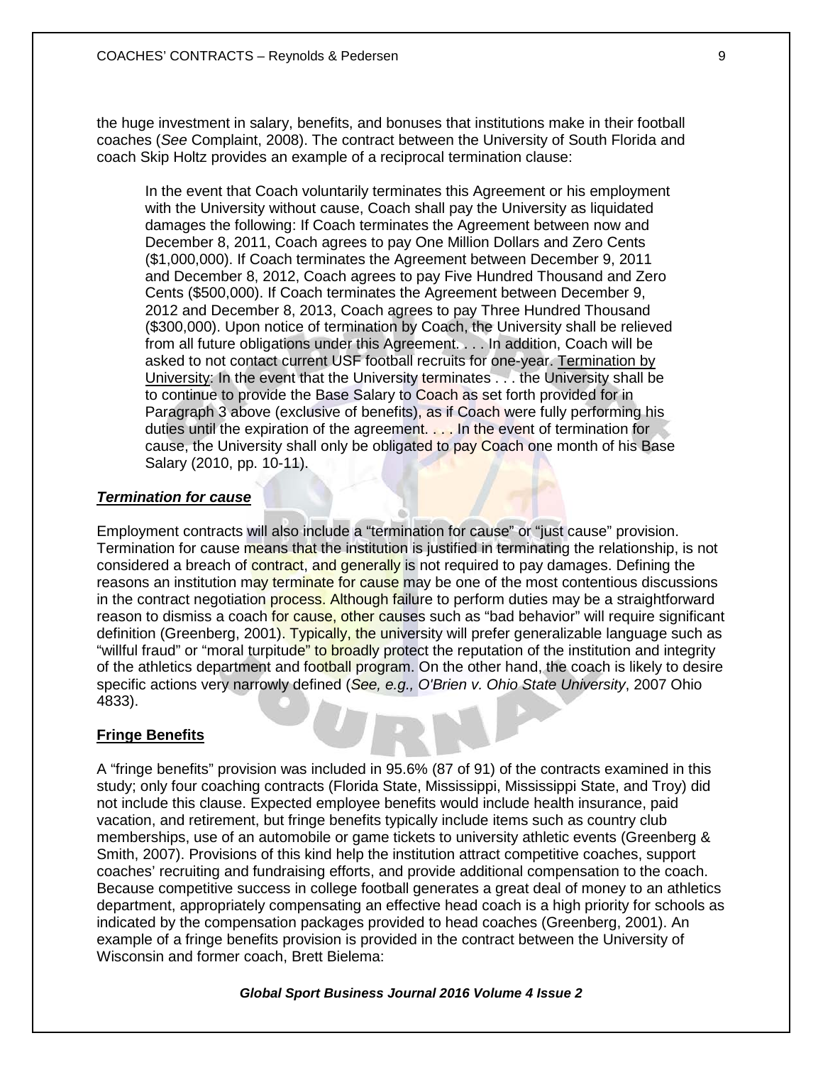the huge investment in salary, benefits, and bonuses that institutions make in their football coaches (*See* Complaint, 2008). The contract between the University of South Florida and coach Skip Holtz provides an example of a reciprocal termination clause:

> In the event that Coach voluntarily terminates this Agreement or his employment with the University without cause, Coach shall pay the University as liquidated damages the following: If Coach terminates the Agreement between now and December 8, 2011, Coach agrees to pay One Million Dollars and Zero Cents ($1,000,000). If Coach terminates the Agreement between December 9, 2011 and December 8, 2012, Coach agrees to pay Five Hundred Thousand and Zero Cents ($500,000). If Coach terminates the Agreement between December 9, 2012 and December 8, 2013, Coach agrees to pay Three Hundred Thousand ($300,000). Upon notice of termination by Coach, the University shall be relieved from all future obligations under this Agreement. . . . In addition, Coach will be asked to not contact current USF football recruits for one-year. Termination by University: In the event that the University terminates . . . the University shall be to continue to provide the Base Salary to Coach as set forth provided for in Paragraph 3 above (exclusive of benefits), as if Coach were fully performing his duties until the expiration of the agreement. . . . In the event of termination for cause, the University shall only be obligated to pay Coach one month of his Base Salary (2010, pp. 10-11).

***Termination for cause***

Employment contracts will also include a "termination for cause" or "just cause" provision. Termination for cause means that the institution is justified in terminating the relationship, is not considered a breach of contract, and generally is not required to pay damages. Defining the reasons an institution may terminate for cause may be one of the most contentious discussions in the contract negotiation process. Although failure to perform duties may be a straightforward reason to dismiss a coach for cause, other causes such as "bad behavior" will require significant definition (Greenberg, 2001). Typically, the university will prefer generalizable language such as "willful fraud" or "moral turpitude" to broadly protect the reputation of the institution and integrity of the athletics department and football program. On the other hand, the coach is likely to desire specific actions very narrowly defined (*See, e.g., O'Brien v. Ohio State University*, 2007 Ohio 4833).

**Fringe Benefits**

A "fringe benefits" provision was included in 95.6% (87 of 91) of the contracts examined in this study; only four coaching contracts (Florida State, Mississippi, Mississippi State, and Troy) did not include this clause. Expected employee benefits would include health insurance, paid vacation, and retirement, but fringe benefits typically include items such as country club memberships, use of an automobile or game tickets to university athletic events (Greenberg & Smith, 2007). Provisions of this kind help the institution attract competitive coaches, support coaches' recruiting and fundraising efforts, and provide additional compensation to the coach. Because competitive success in college football generates a great deal of money to an athletics department, appropriately compensating an effective head coach is a high priority for schools as indicated by the compensation packages provided to head coaches (Greenberg, 2001). An example of a fringe benefits provision is provided in the contract between the University of Wisconsin and former coach, Brett Bielema: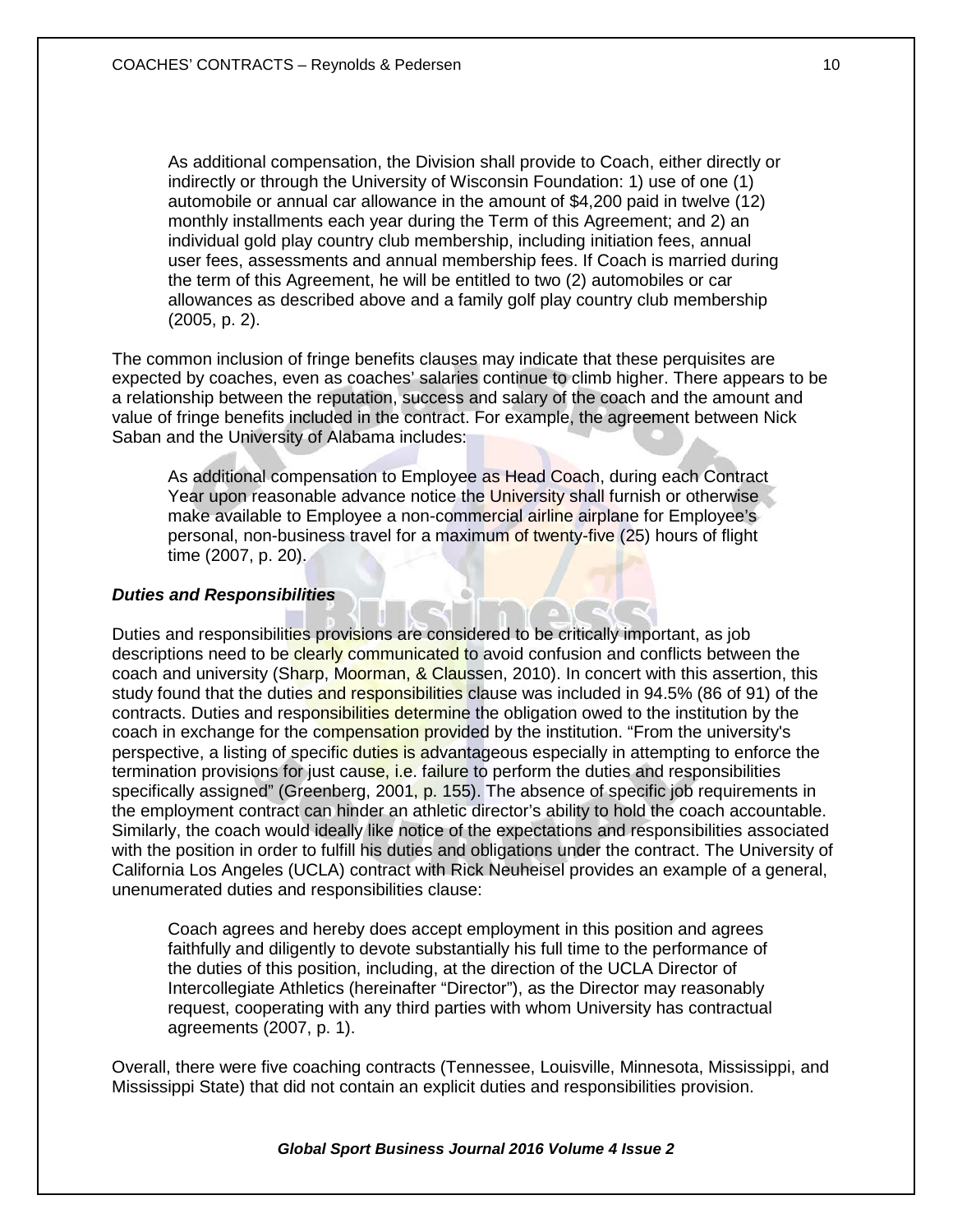> As additional compensation, the Division shall provide to Coach, either directly or indirectly or through the University of Wisconsin Foundation: 1) use of one (1) automobile or annual car allowance in the amount of $4,200 paid in twelve (12) monthly installments each year during the Term of this Agreement; and 2) an individual gold play country club membership, including initiation fees, annual user fees, assessments and annual membership fees. If Coach is married during the term of this Agreement, he will be entitled to two (2) automobiles or car allowances as described above and a family golf play country club membership (2005, p. 2).

The common inclusion of fringe benefits clauses may indicate that these perquisites are expected by coaches, even as coaches' salaries continue to climb higher. There appears to be a relationship between the reputation, success and salary of the coach and the amount and value of fringe benefits included in the contract. For example, the agreement between Nick Saban and the University of Alabama includes:

> As additional compensation to Employee as Head Coach, during each Contract Year upon reasonable advance notice the University shall furnish or otherwise make available to Employee a non-commercial airline airplane for Employee's personal, non-business travel for a maximum of twenty-five (25) hours of flight time (2007, p. 20).

### *Duties and Responsibilities*

Duties and responsibilities provisions are considered to be critically important, as job descriptions need to be clearly communicated to avoid confusion and conflicts between the coach and university (Sharp, Moorman, & Claussen, 2010). In concert with this assertion, this study found that the duties and responsibilities clause was included in 94.5% (86 of 91) of the contracts. Duties and responsibilities determine the obligation owed to the institution by the coach in exchange for the compensation provided by the institution. "From the university's perspective, a listing of specific duties is advantageous especially in attempting to enforce the termination provisions for just cause, i.e. failure to perform the duties and responsibilities specifically assigned" (Greenberg, 2001, p. 155). The absence of specific job requirements in the employment contract can hinder an athletic director's ability to hold the coach accountable. Similarly, the coach would ideally like notice of the expectations and responsibilities associated with the position in order to fulfill his duties and obligations under the contract. The University of California Los Angeles (UCLA) contract with Rick Neuheisel provides an example of a general, unenumerated duties and responsibilities clause:

> Coach agrees and hereby does accept employment in this position and agrees faithfully and diligently to devote substantially his full time to the performance of the duties of this position, including, at the direction of the UCLA Director of Intercollegiate Athletics (hereinafter "Director"), as the Director may reasonably request, cooperating with any third parties with whom University has contractual agreements (2007, p. 1).

Overall, there were five coaching contracts (Tennessee, Louisville, Minnesota, Mississippi, and Mississippi State) that did not contain an explicit duties and responsibilities provision.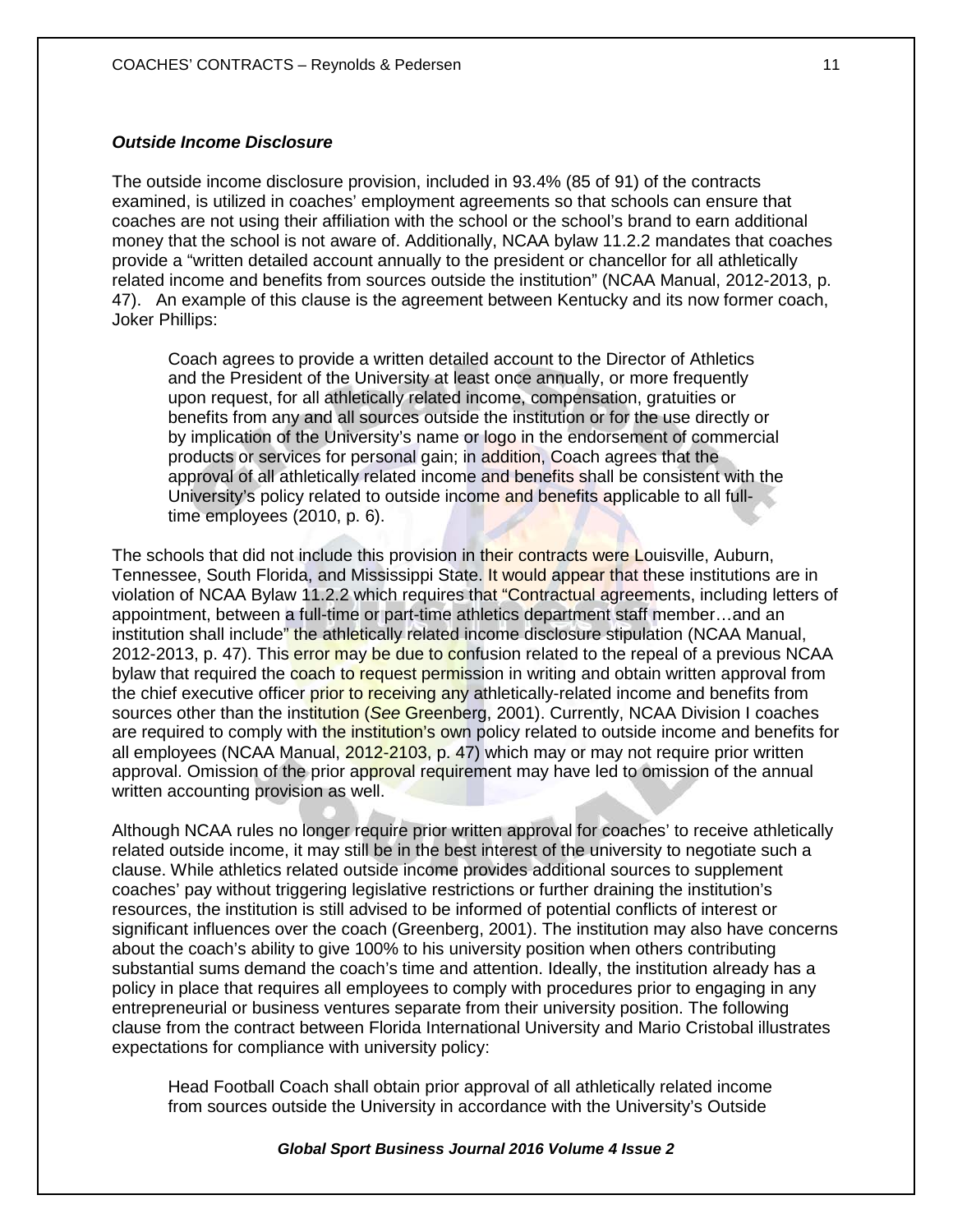### *Outside Income Disclosure*

The outside income disclosure provision, included in 93.4% (85 of 91) of the contracts examined, is utilized in coaches' employment agreements so that schools can ensure that coaches are not using their affiliation with the school or the school's brand to earn additional money that the school is not aware of. Additionally, NCAA bylaw 11.2.2 mandates that coaches provide a "written detailed account annually to the president or chancellor for all athletically related income and benefits from sources outside the institution" (NCAA Manual, 2012-2013, p. 47). An example of this clause is the agreement between Kentucky and its now former coach, Joker Phillips:

> Coach agrees to provide a written detailed account to the Director of Athletics and the President of the University at least once annually, or more frequently upon request, for all athletically related income, compensation, gratuities or benefits from any and all sources outside the institution or for the use directly or by implication of the University's name or logo in the endorsement of commercial products or services for personal gain; in addition, Coach agrees that the approval of all athletically related income and benefits shall be consistent with the University's policy related to outside income and benefits applicable to all full-time employees (2010, p. 6).

The schools that did not include this provision in their contracts were Louisville, Auburn, Tennessee, South Florida, and Mississippi State. It would appear that these institutions are in violation of NCAA Bylaw 11.2.2 which requires that "Contractual agreements, including letters of appointment, between a full-time or part-time athletics department staff member…and an institution shall include" the athletically related income disclosure stipulation (NCAA Manual, 2012-2013, p. 47). This error may be due to confusion related to the repeal of a previous NCAA bylaw that required the coach to request permission in writing and obtain written approval from the chief executive officer prior to receiving any athletically-related income and benefits from sources other than the institution (*See* Greenberg, 2001). Currently, NCAA Division I coaches are required to comply with the institution's own policy related to outside income and benefits for all employees (NCAA Manual, 2012-2103, p. 47) which may or may not require prior written approval. Omission of the prior approval requirement may have led to omission of the annual written accounting provision as well.

Although NCAA rules no longer require prior written approval for coaches' to receive athletically related outside income, it may still be in the best interest of the university to negotiate such a clause. While athletics related outside income provides additional sources to supplement coaches' pay without triggering legislative restrictions or further draining the institution's resources, the institution is still advised to be informed of potential conflicts of interest or significant influences over the coach (Greenberg, 2001). The institution may also have concerns about the coach's ability to give 100% to his university position when others contributing substantial sums demand the coach's time and attention. Ideally, the institution already has a policy in place that requires all employees to comply with procedures prior to engaging in any entrepreneurial or business ventures separate from their university position. The following clause from the contract between Florida International University and Mario Cristobal illustrates expectations for compliance with university policy:

> Head Football Coach shall obtain prior approval of all athletically related income from sources outside the University in accordance with the University's Outside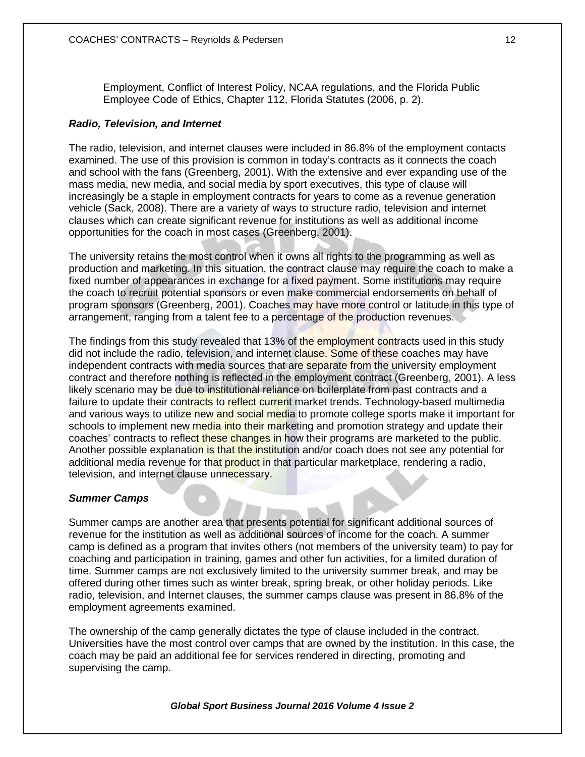Employment, Conflict of Interest Policy, NCAA regulations, and the Florida Public Employee Code of Ethics, Chapter 112, Florida Statutes (2006, p. 2).

### *Radio, Television, and Internet*

The radio, television, and internet clauses were included in 86.8% of the employment contacts examined. The use of this provision is common in today's contracts as it connects the coach and school with the fans (Greenberg, 2001). With the extensive and ever expanding use of the mass media, new media, and social media by sport executives, this type of clause will increasingly be a staple in employment contracts for years to come as a revenue generation vehicle (Sack, 2008). There are a variety of ways to structure radio, television and internet clauses which can create significant revenue for institutions as well as additional income opportunities for the coach in most cases (Greenberg, 2001).

The university retains the most control when it owns all rights to the programming as well as production and marketing. In this situation, the contract clause may require the coach to make a fixed number of appearances in exchange for a fixed payment. Some institutions may require the coach to recruit potential sponsors or even make commercial endorsements on behalf of program sponsors (Greenberg, 2001). Coaches may have more control or latitude in this type of arrangement, ranging from a talent fee to a percentage of the production revenues.

The findings from this study revealed that 13% of the employment contracts used in this study did not include the radio, television, and internet clause. Some of these coaches may have independent contracts with media sources that are separate from the university employment contract and therefore nothing is reflected in the employment contract (Greenberg, 2001). A less likely scenario may be due to institutional reliance on boilerplate from past contracts and a failure to update their contracts to reflect current market trends. Technology-based multimedia and various ways to utilize new and social media to promote college sports make it important for schools to implement new media into their marketing and promotion strategy and update their coaches' contracts to reflect these changes in how their programs are marketed to the public. Another possible explanation is that the institution and/or coach does not see any potential for additional media revenue for that product in that particular marketplace, rendering a radio, television, and internet clause unnecessary.

### *Summer Camps*

Summer camps are another area that presents potential for significant additional sources of revenue for the institution as well as additional sources of income for the coach. A summer camp is defined as a program that invites others (not members of the university team) to pay for coaching and participation in training, games and other fun activities, for a limited duration of time. Summer camps are not exclusively limited to the university summer break, and may be offered during other times such as winter break, spring break, or other holiday periods. Like radio, television, and Internet clauses, the summer camps clause was present in 86.8% of the employment agreements examined.

The ownership of the camp generally dictates the type of clause included in the contract. Universities have the most control over camps that are owned by the institution. In this case, the coach may be paid an additional fee for services rendered in directing, promoting and supervising the camp.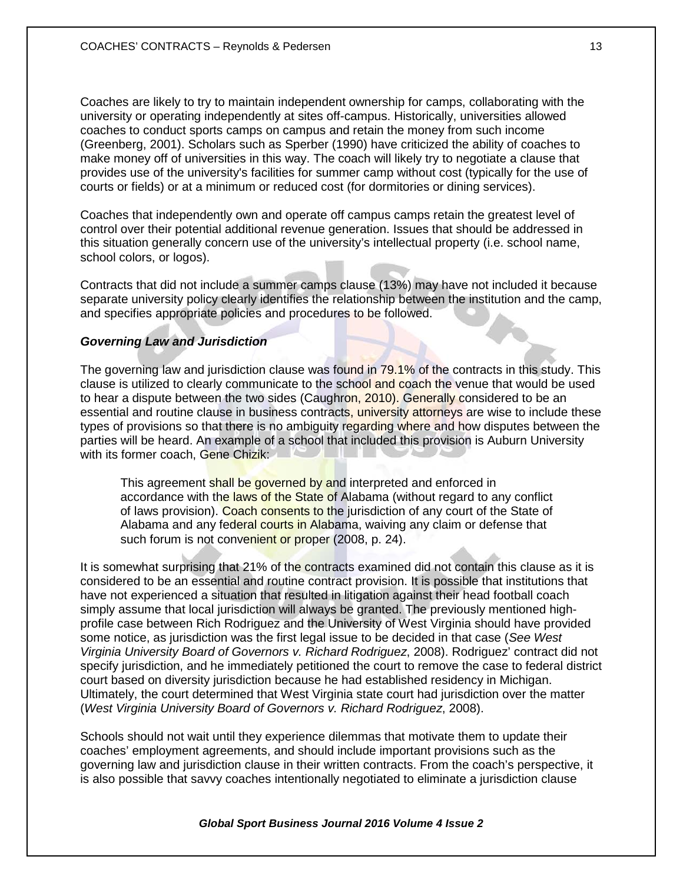Coaches are likely to try to maintain independent ownership for camps, collaborating with the university or operating independently at sites off-campus. Historically, universities allowed coaches to conduct sports camps on campus and retain the money from such income (Greenberg, 2001). Scholars such as Sperber (1990) have criticized the ability of coaches to make money off of universities in this way. The coach will likely try to negotiate a clause that provides use of the university's facilities for summer camp without cost (typically for the use of courts or fields) or at a minimum or reduced cost (for dormitories or dining services).

Coaches that independently own and operate off campus camps retain the greatest level of control over their potential additional revenue generation. Issues that should be addressed in this situation generally concern use of the university's intellectual property (i.e. school name, school colors, or logos).

Contracts that did not include a summer camps clause (13%) may have not included it because separate university policy clearly identifies the relationship between the institution and the camp, and specifies appropriate policies and procedures to be followed.

### *Governing Law and Jurisdiction*

The governing law and jurisdiction clause was found in 79.1% of the contracts in this study. This clause is utilized to clearly communicate to the school and coach the venue that would be used to hear a dispute between the two sides (Caughron, 2010). Generally considered to be an essential and routine clause in business contracts, university attorneys are wise to include these types of provisions so that there is no ambiguity regarding where and how disputes between the parties will be heard. An example of a school that included this provision is Auburn University with its former coach, Gene Chizik:

> This agreement shall be governed by and interpreted and enforced in accordance with the laws of the State of Alabama (without regard to any conflict of laws provision). Coach consents to the jurisdiction of any court of the State of Alabama and any federal courts in Alabama, waiving any claim or defense that such forum is not convenient or proper (2008, p. 24).

It is somewhat surprising that 21% of the contracts examined did not contain this clause as it is considered to be an essential and routine contract provision. It is possible that institutions that have not experienced a situation that resulted in litigation against their head football coach simply assume that local jurisdiction will always be granted. The previously mentioned high-profile case between Rich Rodriguez and the University of West Virginia should have provided some notice, as jurisdiction was the first legal issue to be decided in that case (*See West Virginia University Board of Governors v. Richard Rodriguez*, 2008). Rodriguez' contract did not specify jurisdiction, and he immediately petitioned the court to remove the case to federal district court based on diversity jurisdiction because he had established residency in Michigan. Ultimately, the court determined that West Virginia state court had jurisdiction over the matter (*West Virginia University Board of Governors v. Richard Rodriguez*, 2008).

Schools should not wait until they experience dilemmas that motivate them to update their coaches' employment agreements, and should include important provisions such as the governing law and jurisdiction clause in their written contracts. From the coach's perspective, it is also possible that savvy coaches intentionally negotiated to eliminate a jurisdiction clause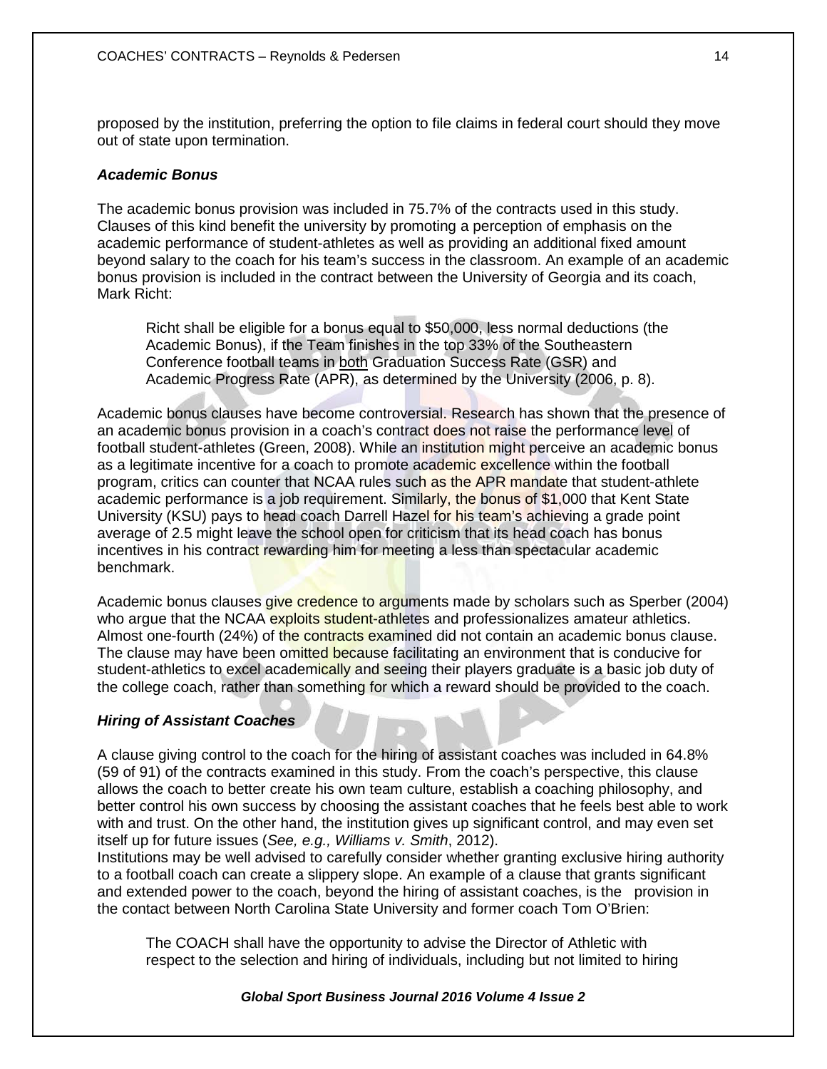proposed by the institution, preferring the option to file claims in federal court should they move out of state upon termination.

### *Academic Bonus*

The academic bonus provision was included in 75.7% of the contracts used in this study. Clauses of this kind benefit the university by promoting a perception of emphasis on the academic performance of student-athletes as well as providing an additional fixed amount beyond salary to the coach for his team's success in the classroom. An example of an academic bonus provision is included in the contract between the University of Georgia and its coach, Mark Richt:

> Richt shall be eligible for a bonus equal to $50,000, less normal deductions (the Academic Bonus), if the Team finishes in the top 33% of the Southeastern Conference football teams in <u>both</u> Graduation Success Rate (GSR) and Academic Progress Rate (APR), as determined by the University (2006, p. 8).

Academic bonus clauses have become controversial. Research has shown that the presence of an academic bonus provision in a coach's contract does not raise the performance level of football student-athletes (Green, 2008). While an institution might perceive an academic bonus as a legitimate incentive for a coach to promote academic excellence within the football program, critics can counter that NCAA rules such as the APR mandate that student-athlete academic performance is a job requirement. Similarly, the bonus of $1,000 that Kent State University (KSU) pays to head coach Darrell Hazel for his team's achieving a grade point average of 2.5 might leave the school open for criticism that its head coach has bonus incentives in his contract rewarding him for meeting a less than spectacular academic benchmark.

Academic bonus clauses give credence to arguments made by scholars such as Sperber (2004) who argue that the NCAA exploits student-athletes and professionalizes amateur athletics. Almost one-fourth (24%) of the contracts examined did not contain an academic bonus clause. The clause may have been omitted because facilitating an environment that is conducive for student-athletics to excel academically and seeing their players graduate is a basic job duty of the college coach, rather than something for which a reward should be provided to the coach.

### *Hiring of Assistant Coaches*

A clause giving control to the coach for the hiring of assistant coaches was included in 64.8% (59 of 91) of the contracts examined in this study. From the coach's perspective, this clause allows the coach to better create his own team culture, establish a coaching philosophy, and better control his own success by choosing the assistant coaches that he feels best able to work with and trust. On the other hand, the institution gives up significant control, and may even set itself up for future issues (*See, e.g., Williams v. Smith*, 2012).
Institutions may be well advised to carefully consider whether granting exclusive hiring authority to a football coach can create a slippery slope. An example of a clause that grants significant and extended power to the coach, beyond the hiring of assistant coaches, is the provision in the contact between North Carolina State University and former coach Tom O'Brien:

> The COACH shall have the opportunity to advise the Director of Athletic with respect to the selection and hiring of individuals, including but not limited to hiring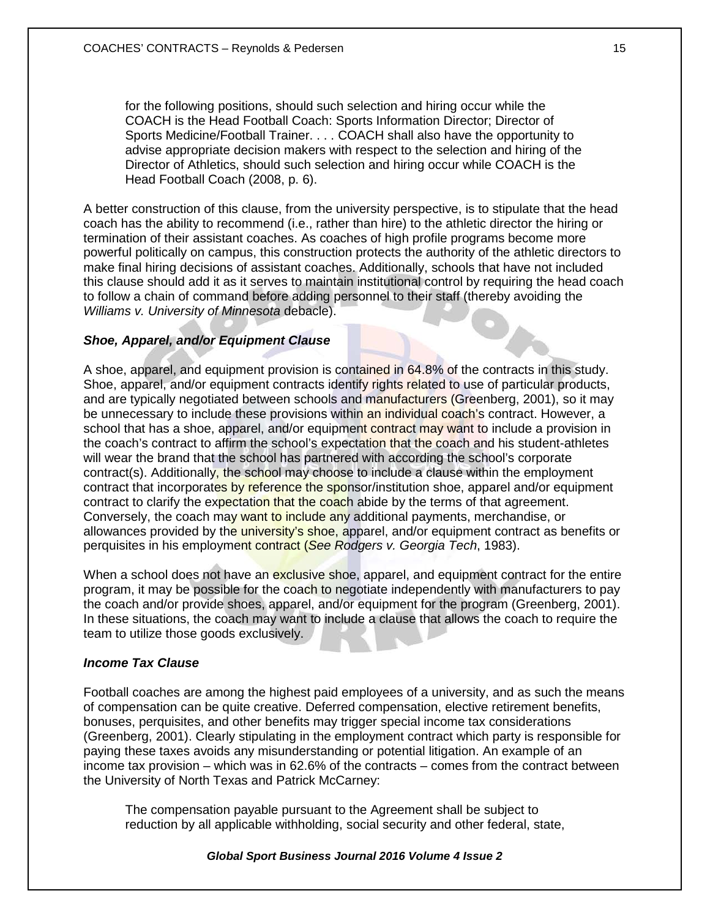> for the following positions, should such selection and hiring occur while the COACH is the Head Football Coach: Sports Information Director; Director of Sports Medicine/Football Trainer. . . . COACH shall also have the opportunity to advise appropriate decision makers with respect to the selection and hiring of the Director of Athletics, should such selection and hiring occur while COACH is the Head Football Coach (2008, p. 6).

A better construction of this clause, from the university perspective, is to stipulate that the head coach has the ability to recommend (i.e., rather than hire) to the athletic director the hiring or termination of their assistant coaches. As coaches of high profile programs become more powerful politically on campus, this construction protects the authority of the athletic directors to make final hiring decisions of assistant coaches. Additionally, schools that have not included this clause should add it as it serves to maintain institutional control by requiring the head coach to follow a chain of command before adding personnel to their staff (thereby avoiding the *Williams v. University of Minnesota* debacle).

### *Shoe, Apparel, and/or Equipment Clause*

A shoe, apparel, and equipment provision is contained in 64.8% of the contracts in this study. Shoe, apparel, and/or equipment contracts identify rights related to use of particular products, and are typically negotiated between schools and manufacturers (Greenberg, 2001), so it may be unnecessary to include these provisions within an individual coach's contract. However, a school that has a shoe, apparel, and/or equipment contract may want to include a provision in the coach's contract to affirm the school's expectation that the coach and his student-athletes will wear the brand that the school has partnered with according the school's corporate contract(s). Additionally, the school may choose to include a clause within the employment contract that incorporates by reference the sponsor/institution shoe, apparel and/or equipment contract to clarify the expectation that the coach abide by the terms of that agreement. Conversely, the coach may want to include any additional payments, merchandise, or allowances provided by the university's shoe, apparel, and/or equipment contract as benefits or perquisites in his employment contract (*See Rodgers v. Georgia Tech*, 1983).

When a school does not have an exclusive shoe, apparel, and equipment contract for the entire program, it may be possible for the coach to negotiate independently with manufacturers to pay the coach and/or provide shoes, apparel, and/or equipment for the program (Greenberg, 2001). In these situations, the coach may want to include a clause that allows the coach to require the team to utilize those goods exclusively.

### *Income Tax Clause*

Football coaches are among the highest paid employees of a university, and as such the means of compensation can be quite creative. Deferred compensation, elective retirement benefits, bonuses, perquisites, and other benefits may trigger special income tax considerations (Greenberg, 2001). Clearly stipulating in the employment contract which party is responsible for paying these taxes avoids any misunderstanding or potential litigation. An example of an income tax provision – which was in 62.6% of the contracts – comes from the contract between the University of North Texas and Patrick McCarney:

> The compensation payable pursuant to the Agreement shall be subject to reduction by all applicable withholding, social security and other federal, state,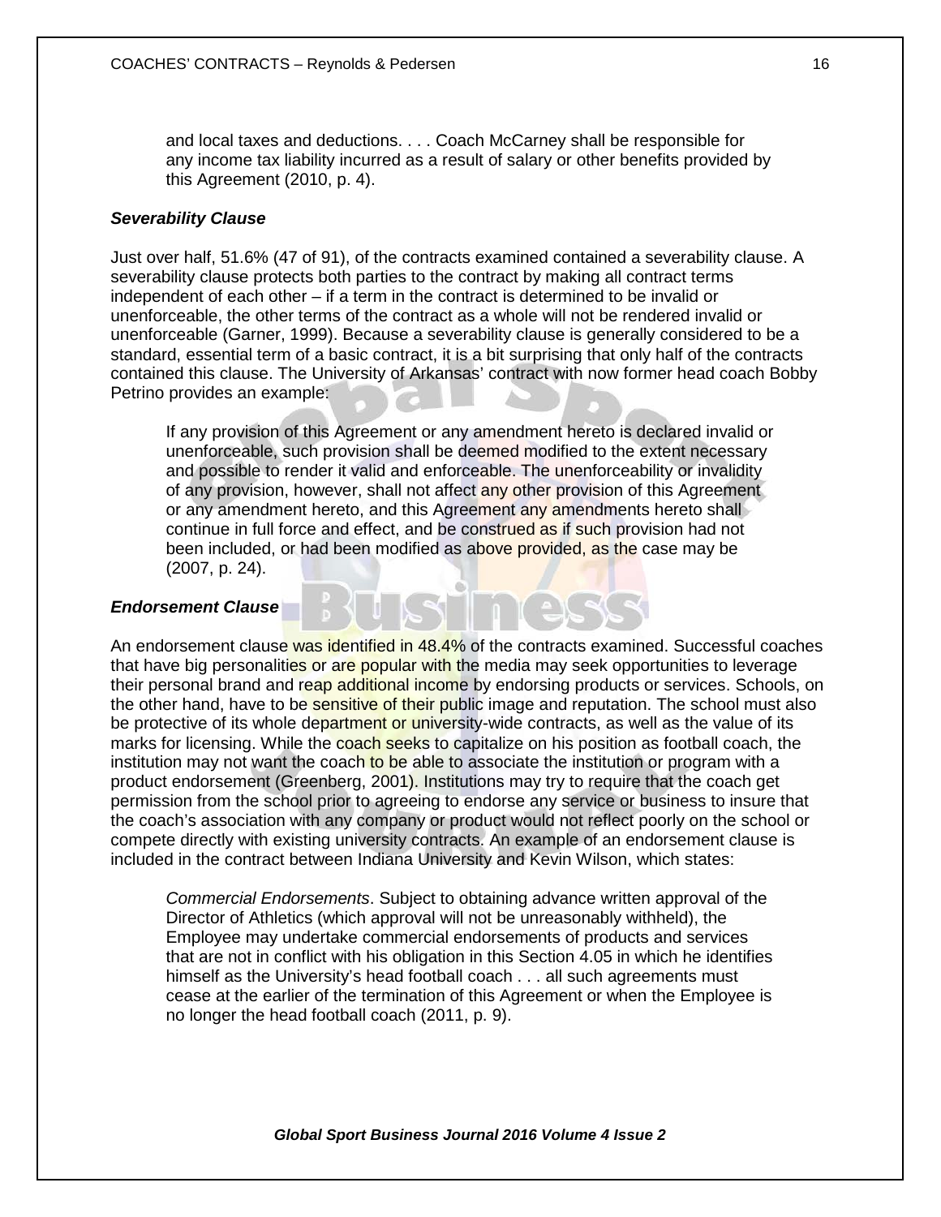> and local taxes and deductions. . . . Coach McCarney shall be responsible for any income tax liability incurred as a result of salary or other benefits provided by this Agreement (2010, p. 4).

### *Severability Clause*

Just over half, 51.6% (47 of 91), of the contracts examined contained a severability clause. A severability clause protects both parties to the contract by making all contract terms independent of each other – if a term in the contract is determined to be invalid or unenforceable, the other terms of the contract as a whole will not be rendered invalid or unenforceable (Garner, 1999). Because a severability clause is generally considered to be a standard, essential term of a basic contract, it is a bit surprising that only half of the contracts contained this clause. The University of Arkansas' contract with now former head coach Bobby Petrino provides an example:

> If any provision of this Agreement or any amendment hereto is declared invalid or unenforceable, such provision shall be deemed modified to the extent necessary and possible to render it valid and enforceable. The unenforceability or invalidity of any provision, however, shall not affect any other provision of this Agreement or any amendment hereto, and this Agreement any amendments hereto shall continue in full force and effect, and be construed as if such provision had not been included, or had been modified as above provided, as the case may be (2007, p. 24).

### *Endorsement Clause*

An endorsement clause was identified in 48.4% of the contracts examined. Successful coaches that have big personalities or are popular with the media may seek opportunities to leverage their personal brand and reap additional income by endorsing products or services. Schools, on the other hand, have to be sensitive of their public image and reputation. The school must also be protective of its whole department or university-wide contracts, as well as the value of its marks for licensing. While the coach seeks to capitalize on his position as football coach, the institution may not want the coach to be able to associate the institution or program with a product endorsement (Greenberg, 2001). Institutions may try to require that the coach get permission from the school prior to agreeing to endorse any service or business to insure that the coach's association with any company or product would not reflect poorly on the school or compete directly with existing university contracts. An example of an endorsement clause is included in the contract between Indiana University and Kevin Wilson, which states:

> *Commercial Endorsements*. Subject to obtaining advance written approval of the Director of Athletics (which approval will not be unreasonably withheld), the Employee may undertake commercial endorsements of products and services that are not in conflict with his obligation in this Section 4.05 in which he identifies himself as the University's head football coach . . . all such agreements must cease at the earlier of the termination of this Agreement or when the Employee is no longer the head football coach (2011, p. 9).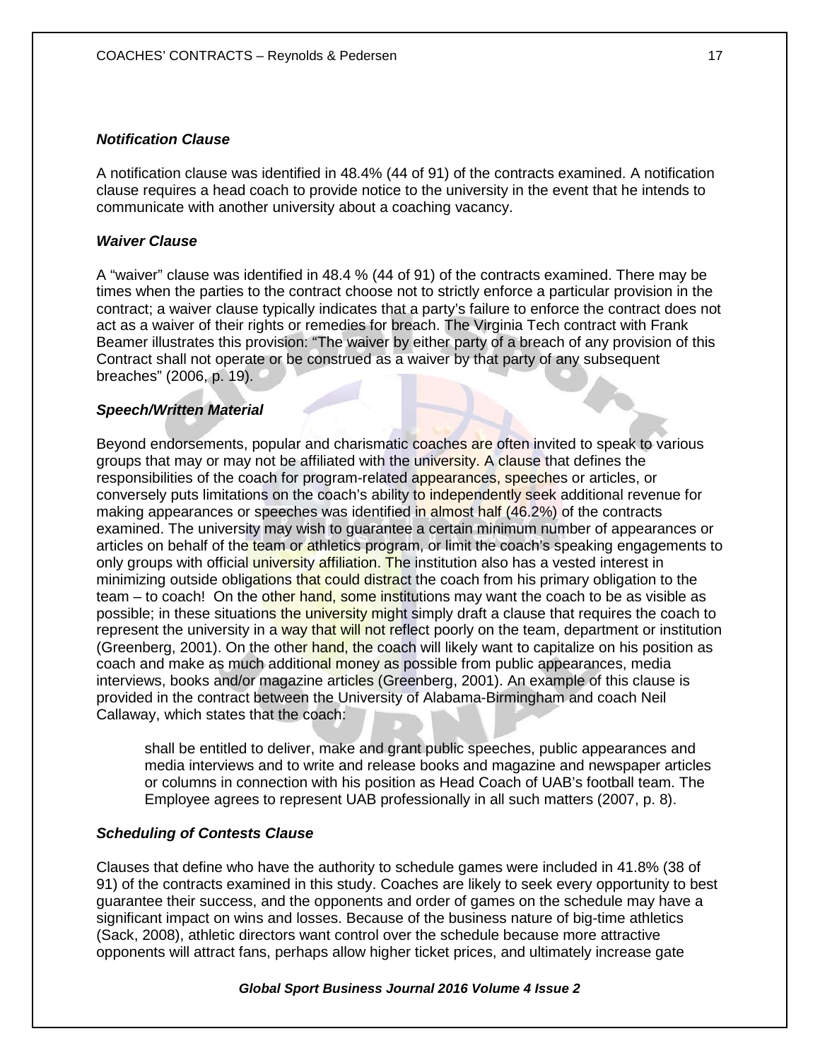### *Notification Clause*

A notification clause was identified in 48.4% (44 of 91) of the contracts examined. A notification clause requires a head coach to provide notice to the university in the event that he intends to communicate with another university about a coaching vacancy.

### *Waiver Clause*

A "waiver" clause was identified in 48.4 % (44 of 91) of the contracts examined. There may be times when the parties to the contract choose not to strictly enforce a particular provision in the contract; a waiver clause typically indicates that a party's failure to enforce the contract does not act as a waiver of their rights or remedies for breach. The Virginia Tech contract with Frank Beamer illustrates this provision: "The waiver by either party of a breach of any provision of this Contract shall not operate or be construed as a waiver by that party of any subsequent breaches" (2006, p. 19).

### *Speech/Written Material*

Beyond endorsements, popular and charismatic coaches are often invited to speak to various groups that may or may not be affiliated with the university. A clause that defines the responsibilities of the coach for program-related appearances, speeches or articles, or conversely puts limitations on the coach's ability to independently seek additional revenue for making appearances or speeches was identified in almost half (46.2%) of the contracts examined. The university may wish to guarantee a certain minimum number of appearances or articles on behalf of the team or athletics program, or limit the coach's speaking engagements to only groups with official university affiliation. The institution also has a vested interest in minimizing outside obligations that could distract the coach from his primary obligation to the team – to coach! On the other hand, some institutions may want the coach to be as visible as possible; in these situations the university might simply draft a clause that requires the coach to represent the university in a way that will not reflect poorly on the team, department or institution (Greenberg, 2001). On the other hand, the coach will likely want to capitalize on his position as coach and make as much additional money as possible from public appearances, media interviews, books and/or magazine articles (Greenberg, 2001). An example of this clause is provided in the contract between the University of Alabama-Birmingham and coach Neil Callaway, which states that the coach:

> shall be entitled to deliver, make and grant public speeches, public appearances and media interviews and to write and release books and magazine and newspaper articles or columns in connection with his position as Head Coach of UAB's football team. The Employee agrees to represent UAB professionally in all such matters (2007, p. 8).

### *Scheduling of Contests Clause*

Clauses that define who have the authority to schedule games were included in 41.8% (38 of 91) of the contracts examined in this study. Coaches are likely to seek every opportunity to best guarantee their success, and the opponents and order of games on the schedule may have a significant impact on wins and losses. Because of the business nature of big-time athletics (Sack, 2008), athletic directors want control over the schedule because more attractive opponents will attract fans, perhaps allow higher ticket prices, and ultimately increase gate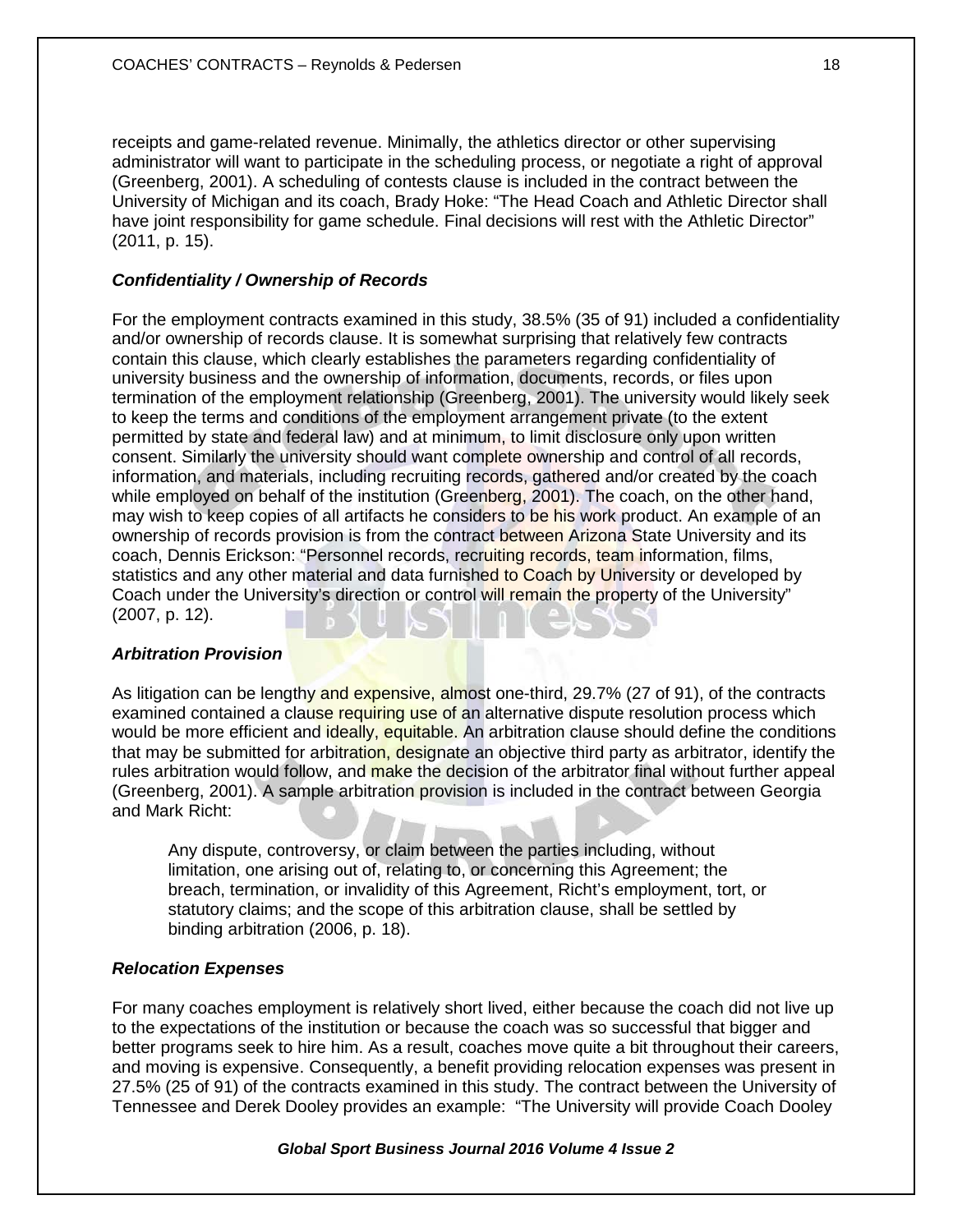receipts and game-related revenue. Minimally, the athletics director or other supervising administrator will want to participate in the scheduling process, or negotiate a right of approval (Greenberg, 2001). A scheduling of contests clause is included in the contract between the University of Michigan and its coach, Brady Hoke: "The Head Coach and Athletic Director shall have joint responsibility for game schedule. Final decisions will rest with the Athletic Director" (2011, p. 15).

### *Confidentiality / Ownership of Records*

For the employment contracts examined in this study, 38.5% (35 of 91) included a confidentiality and/or ownership of records clause. It is somewhat surprising that relatively few contracts contain this clause, which clearly establishes the parameters regarding confidentiality of university business and the ownership of information, documents, records, or files upon termination of the employment relationship (Greenberg, 2001). The university would likely seek to keep the terms and conditions of the employment arrangement private (to the extent permitted by state and federal law) and at minimum, to limit disclosure only upon written consent. Similarly the university should want complete ownership and control of all records, information, and materials, including recruiting records, gathered and/or created by the coach while employed on behalf of the institution (Greenberg, 2001). The coach, on the other hand, may wish to keep copies of all artifacts he considers to be his work product. An example of an ownership of records provision is from the contract between Arizona State University and its coach, Dennis Erickson: "Personnel records, recruiting records, team information, films, statistics and any other material and data furnished to Coach by University or developed by Coach under the University's direction or control will remain the property of the University" (2007, p. 12).

### *Arbitration Provision*

As litigation can be lengthy and expensive, almost one-third, 29.7% (27 of 91), of the contracts examined contained a clause requiring use of an alternative dispute resolution process which would be more efficient and ideally, equitable. An arbitration clause should define the conditions that may be submitted for arbitration, designate an objective third party as arbitrator, identify the rules arbitration would follow, and make the decision of the arbitrator final without further appeal (Greenberg, 2001). A sample arbitration provision is included in the contract between Georgia and Mark Richt:

> Any dispute, controversy, or claim between the parties including, without limitation, one arising out of, relating to, or concerning this Agreement; the breach, termination, or invalidity of this Agreement, Richt's employment, tort, or statutory claims; and the scope of this arbitration clause, shall be settled by binding arbitration (2006, p. 18).

### *Relocation Expenses*

For many coaches employment is relatively short lived, either because the coach did not live up to the expectations of the institution or because the coach was so successful that bigger and better programs seek to hire him. As a result, coaches move quite a bit throughout their careers, and moving is expensive. Consequently, a benefit providing relocation expenses was present in 27.5% (25 of 91) of the contracts examined in this study. The contract between the University of Tennessee and Derek Dooley provides an example: "The University will provide Coach Dooley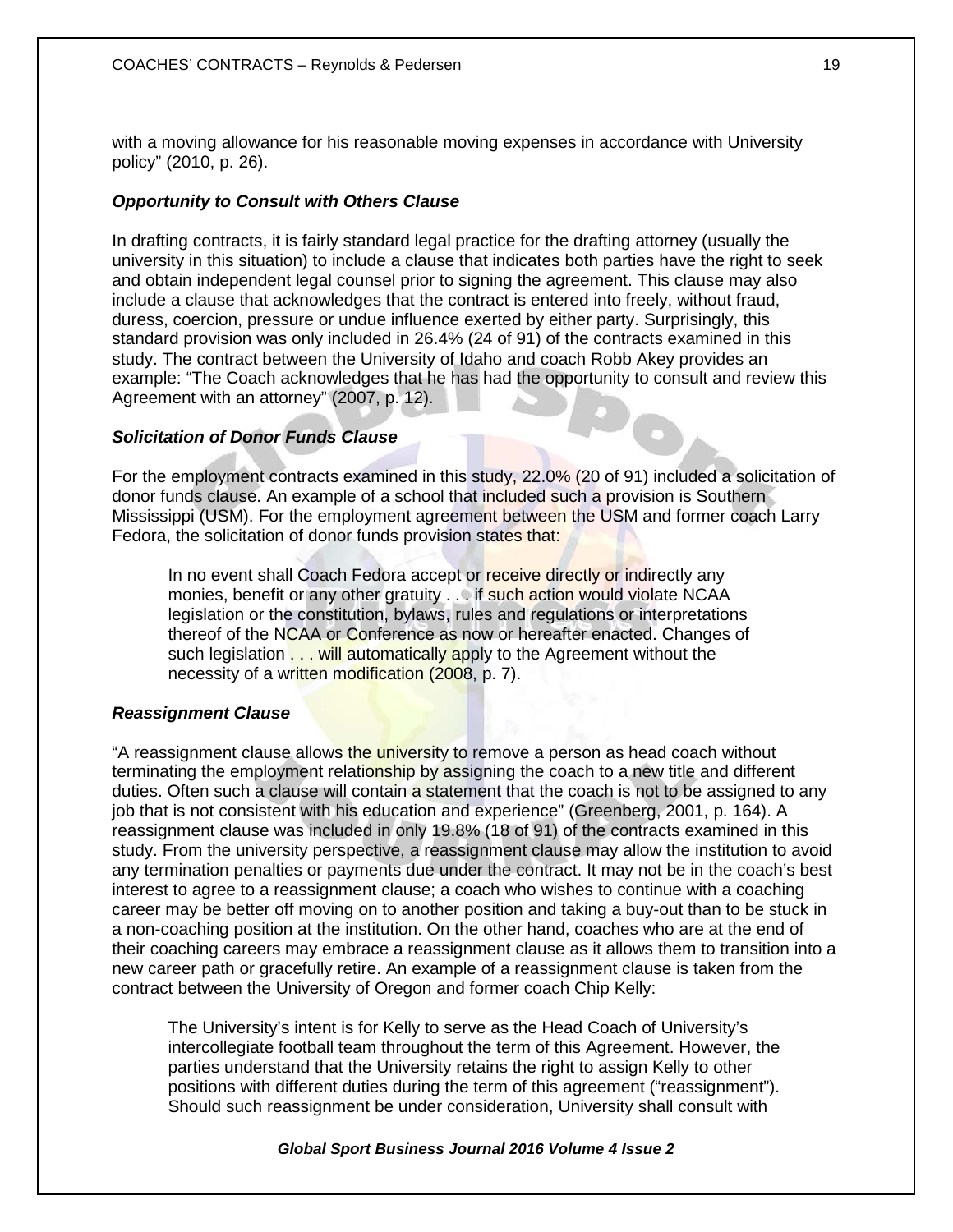with a moving allowance for his reasonable moving expenses in accordance with University policy" (2010, p. 26).

### *Opportunity to Consult with Others Clause*

In drafting contracts, it is fairly standard legal practice for the drafting attorney (usually the university in this situation) to include a clause that indicates both parties have the right to seek and obtain independent legal counsel prior to signing the agreement. This clause may also include a clause that acknowledges that the contract is entered into freely, without fraud, duress, coercion, pressure or undue influence exerted by either party. Surprisingly, this standard provision was only included in 26.4% (24 of 91) of the contracts examined in this study. The contract between the University of Idaho and coach Robb Akey provides an example: "The Coach acknowledges that he has had the opportunity to consult and review this Agreement with an attorney" (2007, p. 12).

### *Solicitation of Donor Funds Clause*

For the employment contracts examined in this study, 22.0% (20 of 91) included a solicitation of donor funds clause. An example of a school that included such a provision is Southern Mississippi (USM). For the employment agreement between the USM and former coach Larry Fedora, the solicitation of donor funds provision states that:

> In no event shall Coach Fedora accept or receive directly or indirectly any monies, benefit or any other gratuity . . . if such action would violate NCAA legislation or the constitution, bylaws, rules and regulations or interpretations thereof of the NCAA or Conference as now or hereafter enacted. Changes of such legislation . . . will automatically apply to the Agreement without the necessity of a written modification (2008, p. 7).

### *Reassignment Clause*

"A reassignment clause allows the university to remove a person as head coach without terminating the employment relationship by assigning the coach to a new title and different duties. Often such a clause will contain a statement that the coach is not to be assigned to any job that is not consistent with his education and experience" (Greenberg, 2001, p. 164). A reassignment clause was included in only 19.8% (18 of 91) of the contracts examined in this study. From the university perspective, a reassignment clause may allow the institution to avoid any termination penalties or payments due under the contract. It may not be in the coach's best interest to agree to a reassignment clause; a coach who wishes to continue with a coaching career may be better off moving on to another position and taking a buy-out than to be stuck in a non-coaching position at the institution. On the other hand, coaches who are at the end of their coaching careers may embrace a reassignment clause as it allows them to transition into a new career path or gracefully retire. An example of a reassignment clause is taken from the contract between the University of Oregon and former coach Chip Kelly:

> The University's intent is for Kelly to serve as the Head Coach of University's intercollegiate football team throughout the term of this Agreement. However, the parties understand that the University retains the right to assign Kelly to other positions with different duties during the term of this agreement ("reassignment"). Should such reassignment be under consideration, University shall consult with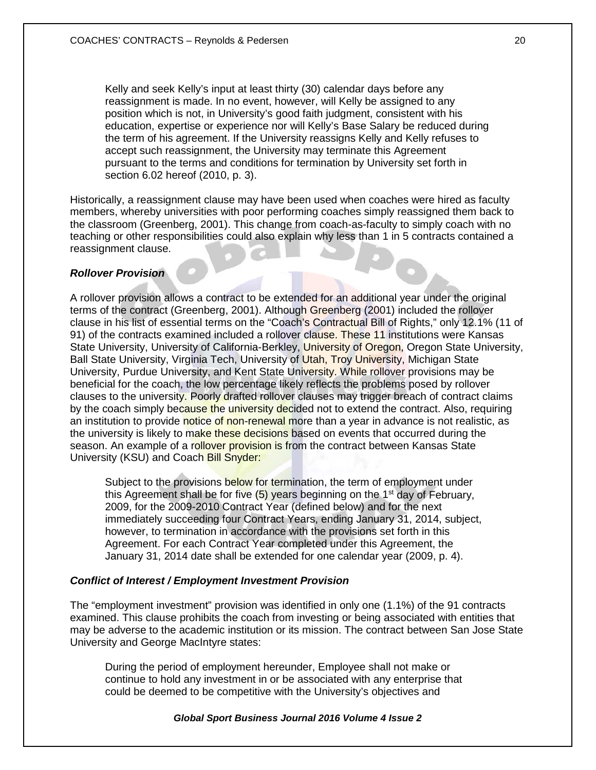> Kelly and seek Kelly's input at least thirty (30) calendar days before any reassignment is made. In no event, however, will Kelly be assigned to any position which is not, in University's good faith judgment, consistent with his education, expertise or experience nor will Kelly's Base Salary be reduced during the term of his agreement. If the University reassigns Kelly and Kelly refuses to accept such reassignment, the University may terminate this Agreement pursuant to the terms and conditions for termination by University set forth in section 6.02 hereof (2010, p. 3).

Historically, a reassignment clause may have been used when coaches were hired as faculty members, whereby universities with poor performing coaches simply reassigned them back to the classroom (Greenberg, 2001). This change from coach-as-faculty to simply coach with no teaching or other responsibilities could also explain why less than 1 in 5 contracts contained a reassignment clause.

***Rollover Provision***

A rollover provision allows a contract to be extended for an additional year under the original terms of the contract (Greenberg, 2001). Although Greenberg (2001) included the rollover clause in his list of essential terms on the "Coach's Contractual Bill of Rights," only 12.1% (11 of 91) of the contracts examined included a rollover clause. These 11 institutions were Kansas State University, University of California-Berkley, University of Oregon, Oregon State University, Ball State University, Virginia Tech, University of Utah, Troy University, Michigan State University, Purdue University, and Kent State University. While rollover provisions may be beneficial for the coach, the low percentage likely reflects the problems posed by rollover clauses to the university. Poorly drafted rollover clauses may trigger breach of contract claims by the coach simply because the university decided not to extend the contract. Also, requiring an institution to provide notice of non-renewal more than a year in advance is not realistic, as the university is likely to make these decisions based on events that occurred during the season. An example of a rollover provision is from the contract between Kansas State University (KSU) and Coach Bill Snyder:

> Subject to the provisions below for termination, the term of employment under this Agreement shall be for five (5) years beginning on the 1st day of February, 2009, for the 2009-2010 Contract Year (defined below) and for the next immediately succeeding four Contract Years, ending January 31, 2014, subject, however, to termination in accordance with the provisions set forth in this Agreement. For each Contract Year completed under this Agreement, the January 31, 2014 date shall be extended for one calendar year (2009, p. 4).

***Conflict of Interest / Employment Investment Provision***

The "employment investment" provision was identified in only one (1.1%) of the 91 contracts examined. This clause prohibits the coach from investing or being associated with entities that may be adverse to the academic institution or its mission. The contract between San Jose State University and George MacIntyre states:

> During the period of employment hereunder, Employee shall not make or continue to hold any investment in or be associated with any enterprise that could be deemed to be competitive with the University's objectives and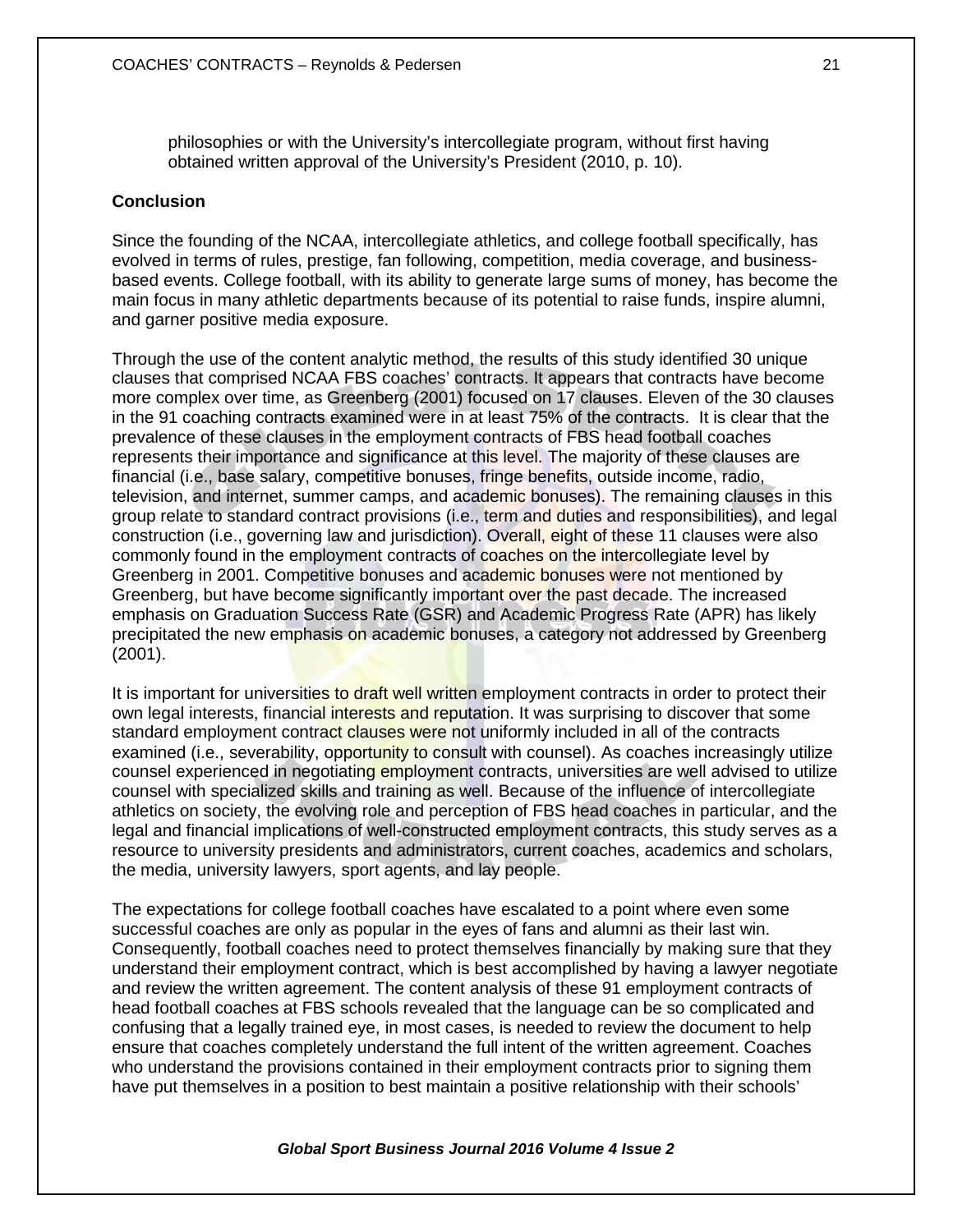philosophies or with the University's intercollegiate program, without first having obtained written approval of the University's President (2010, p. 10).

## Conclusion

Since the founding of the NCAA, intercollegiate athletics, and college football specifically, has evolved in terms of rules, prestige, fan following, competition, media coverage, and business-based events. College football, with its ability to generate large sums of money, has become the main focus in many athletic departments because of its potential to raise funds, inspire alumni, and garner positive media exposure.

Through the use of the content analytic method, the results of this study identified 30 unique clauses that comprised NCAA FBS coaches' contracts. It appears that contracts have become more complex over time, as Greenberg (2001) focused on 17 clauses. Eleven of the 30 clauses in the 91 coaching contracts examined were in at least 75% of the contracts. It is clear that the prevalence of these clauses in the employment contracts of FBS head football coaches represents their importance and significance at this level. The majority of these clauses are financial (i.e., base salary, competitive bonuses, fringe benefits, outside income, radio, television, and internet, summer camps, and academic bonuses). The remaining clauses in this group relate to standard contract provisions (i.e., term and duties and responsibilities), and legal construction (i.e., governing law and jurisdiction). Overall, eight of these 11 clauses were also commonly found in the employment contracts of coaches on the intercollegiate level by Greenberg in 2001. Competitive bonuses and academic bonuses were not mentioned by Greenberg, but have become significantly important over the past decade. The increased emphasis on Graduation Success Rate (GSR) and Academic Progress Rate (APR) has likely precipitated the new emphasis on academic bonuses, a category not addressed by Greenberg (2001).

It is important for universities to draft well written employment contracts in order to protect their own legal interests, financial interests and reputation. It was surprising to discover that some standard employment contract clauses were not uniformly included in all of the contracts examined (i.e., severability, opportunity to consult with counsel). As coaches increasingly utilize counsel experienced in negotiating employment contracts, universities are well advised to utilize counsel with specialized skills and training as well. Because of the influence of intercollegiate athletics on society, the evolving role and perception of FBS head coaches in particular, and the legal and financial implications of well-constructed employment contracts, this study serves as a resource to university presidents and administrators, current coaches, academics and scholars, the media, university lawyers, sport agents, and lay people.

The expectations for college football coaches have escalated to a point where even some successful coaches are only as popular in the eyes of fans and alumni as their last win. Consequently, football coaches need to protect themselves financially by making sure that they understand their employment contract, which is best accomplished by having a lawyer negotiate and review the written agreement. The content analysis of these 91 employment contracts of head football coaches at FBS schools revealed that the language can be so complicated and confusing that a legally trained eye, in most cases, is needed to review the document to help ensure that coaches completely understand the full intent of the written agreement. Coaches who understand the provisions contained in their employment contracts prior to signing them have put themselves in a position to best maintain a positive relationship with their schools'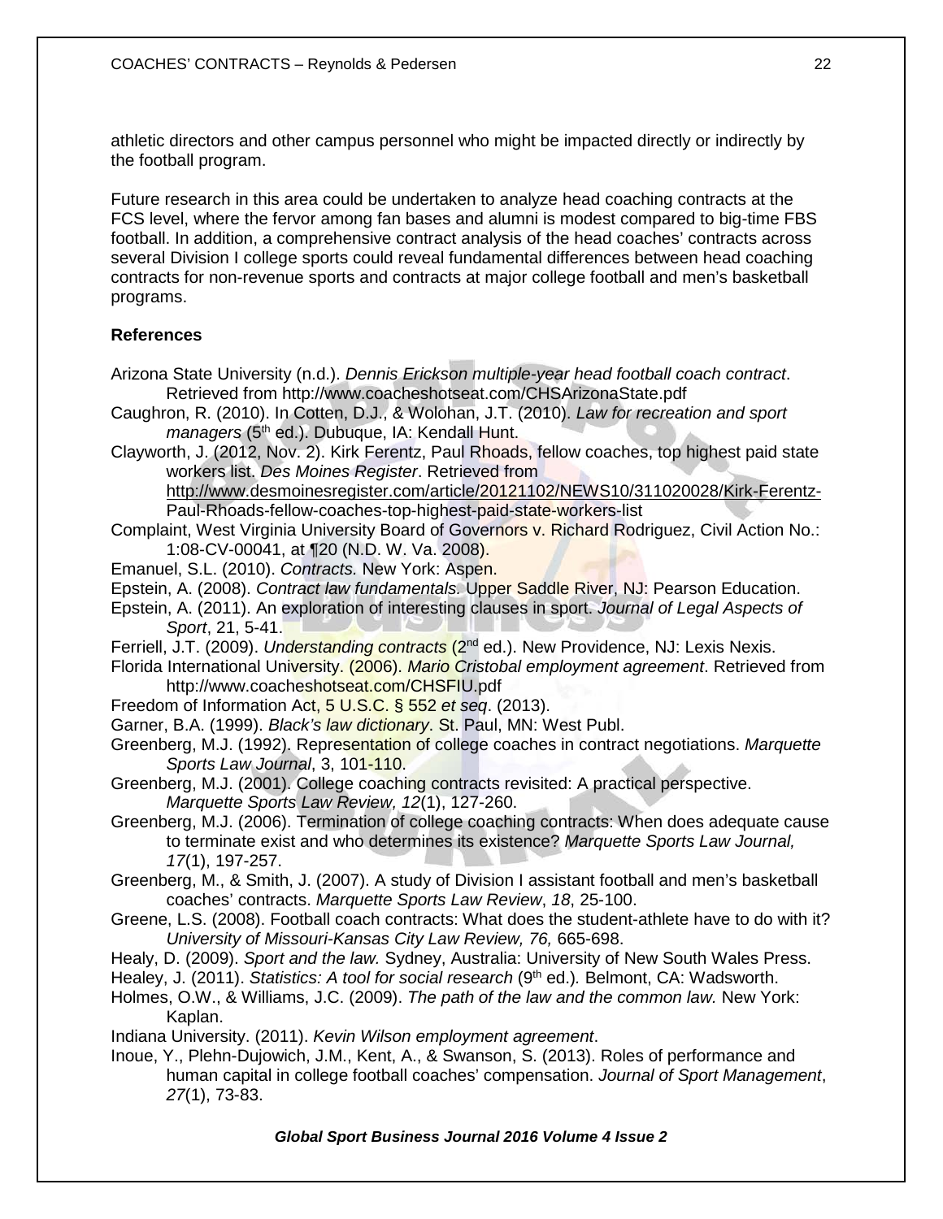athletic directors and other campus personnel who might be impacted directly or indirectly by the football program.

Future research in this area could be undertaken to analyze head coaching contracts at the FCS level, where the fervor among fan bases and alumni is modest compared to big-time FBS football. In addition, a comprehensive contract analysis of the head coaches' contracts across several Division I college sports could reveal fundamental differences between head coaching contracts for non-revenue sports and contracts at major college football and men's basketball programs.

**References**

Arizona State University (n.d.). *Dennis Erickson multiple-year head football coach contract*. Retrieved from http://www.coacheshotseat.com/CHSArizonaState.pdf

Caughron, R. (2010). In Cotten, D.J., & Wolohan, J.T. (2010). *Law for recreation and sport managers* (5th ed.). Dubuque, IA: Kendall Hunt.

Clayworth, J. (2012, Nov. 2). Kirk Ferentz, Paul Rhoads, fellow coaches, top highest paid state workers list. *Des Moines Register*. Retrieved from http://www.desmoinesregister.com/article/20121102/NEWS10/311020028/Kirk-Ferentz-Paul-Rhoads-fellow-coaches-top-highest-paid-state-workers-list

Complaint, West Virginia University Board of Governors v. Richard Rodriguez, Civil Action No.: 1:08-CV-00041, at ¶20 (N.D. W. Va. 2008).

Emanuel, S.L. (2010). *Contracts.* New York: Aspen.

Epstein, A. (2008). *Contract law fundamentals*. Upper Saddle River, NJ: Pearson Education.

Epstein, A. (2011). An exploration of interesting clauses in sport. *Journal of Legal Aspects of Sport*, 21, 5-41.

Ferriell, J.T. (2009). *Understanding contracts* (2nd ed.). New Providence, NJ: Lexis Nexis.

Florida International University. (2006). *Mario Cristobal employment agreement*. Retrieved from http://www.coacheshotseat.com/CHSFIU.pdf

Freedom of Information Act, 5 U.S.C. § 552 *et seq*. (2013).

Garner, B.A. (1999). *Black's law dictionary*. St. Paul, MN: West Publ.

Greenberg, M.J. (1992). Representation of college coaches in contract negotiations. *Marquette Sports Law Journal*, 3, 101-110.

Greenberg, M.J. (2001). College coaching contracts revisited: A practical perspective. *Marquette Sports Law Review, 12*(1), 127-260.

Greenberg, M.J. (2006). Termination of college coaching contracts: When does adequate cause to terminate exist and who determines its existence? *Marquette Sports Law Journal, 17*(1), 197-257.

Greenberg, M., & Smith, J. (2007). A study of Division I assistant football and men's basketball coaches' contracts. *Marquette Sports Law Review*, *18*, 25-100.

Greene, L.S. (2008). Football coach contracts: What does the student-athlete have to do with it? *University of Missouri-Kansas City Law Review, 76,* 665-698.

Healy, D. (2009). *Sport and the law.* Sydney, Australia: University of New South Wales Press.

Healey, J. (2011). *Statistics: A tool for social research* (9th ed.). Belmont, CA: Wadsworth.

Holmes, O.W., & Williams, J.C. (2009). *The path of the law and the common law.* New York: Kaplan.

Indiana University. (2011). *Kevin Wilson employment agreement*.

Inoue, Y., Plehn-Dujowich, J.M., Kent, A., & Swanson, S. (2013). Roles of performance and human capital in college football coaches' compensation. *Journal of Sport Management*, *27*(1), 73-83.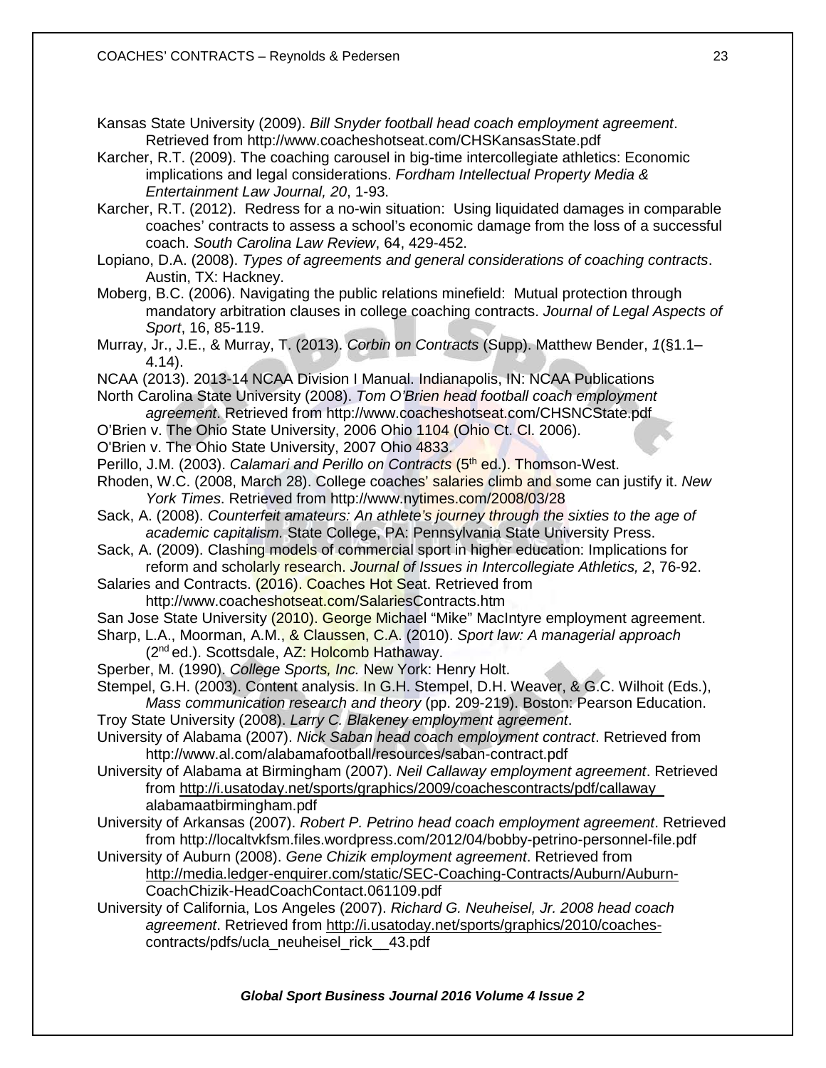Kansas State University (2009). *Bill Snyder football head coach employment agreement*. Retrieved from http://www.coacheshotseat.com/CHSKansasState.pdf

Karcher, R.T. (2009). The coaching carousel in big-time intercollegiate athletics: Economic implications and legal considerations. *Fordham Intellectual Property Media & Entertainment Law Journal, 20*, 1-93.

Karcher, R.T. (2012). Redress for a no-win situation: Using liquidated damages in comparable coaches' contracts to assess a school's economic damage from the loss of a successful coach. *South Carolina Law Review*, 64, 429-452.

Lopiano, D.A. (2008). *Types of agreements and general considerations of coaching contracts*. Austin, TX: Hackney.

Moberg, B.C. (2006). Navigating the public relations minefield: Mutual protection through mandatory arbitration clauses in college coaching contracts. *Journal of Legal Aspects of Sport*, 16, 85-119.

Murray, Jr., J.E., & Murray, T. (2013). *Corbin on Contracts* (Supp). Matthew Bender, *1*(§1.1–4.14).

NCAA (2013). 2013-14 NCAA Division I Manual. Indianapolis, IN: NCAA Publications

North Carolina State University (2008). *Tom O'Brien head football coach employment agreement*. Retrieved from http://www.coacheshotseat.com/CHSNCState.pdf

O'Brien v. The Ohio State University, 2006 Ohio 1104 (Ohio Ct. Cl. 2006).

O'Brien v. The Ohio State University, 2007 Ohio 4833.

Perillo, J.M. (2003). *Calamari and Perillo on Contracts* (5th ed.). Thomson-West.

Rhoden, W.C. (2008, March 28). College coaches' salaries climb and some can justify it. *New York Times*. Retrieved from http://www.nytimes.com/2008/03/28

Sack, A. (2008). *Counterfeit amateurs: An athlete's journey through the sixties to the age of academic capitalism.* State College, PA: Pennsylvania State University Press.

Sack, A. (2009). Clashing models of commercial sport in higher education: Implications for reform and scholarly research. *Journal of Issues in Intercollegiate Athletics, 2*, 76-92.

Salaries and Contracts. (2016). Coaches Hot Seat. Retrieved from http://www.coacheshotseat.com/SalariesContracts.htm

San Jose State University (2010). George Michael "Mike" MacIntyre employment agreement.

Sharp, L.A., Moorman, A.M., & Claussen, C.A. (2010). *Sport law: A managerial approach* (2nd ed.). Scottsdale, AZ: Holcomb Hathaway.

Sperber, M. (1990). *College Sports, Inc.* New York: Henry Holt.

Stempel, G.H. (2003). Content analysis. In G.H. Stempel, D.H. Weaver, & G.C. Wilhoit (Eds.), *Mass communication research and theory* (pp. 209-219). Boston: Pearson Education.

Troy State University (2008). *Larry C. Blakeney employment agreement*.

University of Alabama (2007). *Nick Saban head coach employment contract*. Retrieved from http://www.al.com/alabamafootball/resources/saban-contract.pdf

University of Alabama at Birmingham (2007). *Neil Callaway employment agreement*. Retrieved from http://i.usatoday.net/sports/graphics/2009/coachescontracts/pdf/callaway_alabamaatbirmingham.pdf

University of Arkansas (2007). *Robert P. Petrino head coach employment agreement*. Retrieved from http://localtvkfsm.files.wordpress.com/2012/04/bobby-petrino-personnel-file.pdf

University of Auburn (2008). *Gene Chizik employment agreement*. Retrieved from http://media.ledger-enquirer.com/static/SEC-Coaching-Contracts/Auburn/Auburn-CoachChizik-HeadCoachContact.061109.pdf

University of California, Los Angeles (2007). *Richard G. Neuheisel, Jr. 2008 head coach agreement*. Retrieved from http://i.usatoday.net/sports/graphics/2010/coaches-contracts/pdfs/ucla_neuheisel_rick__43.pdf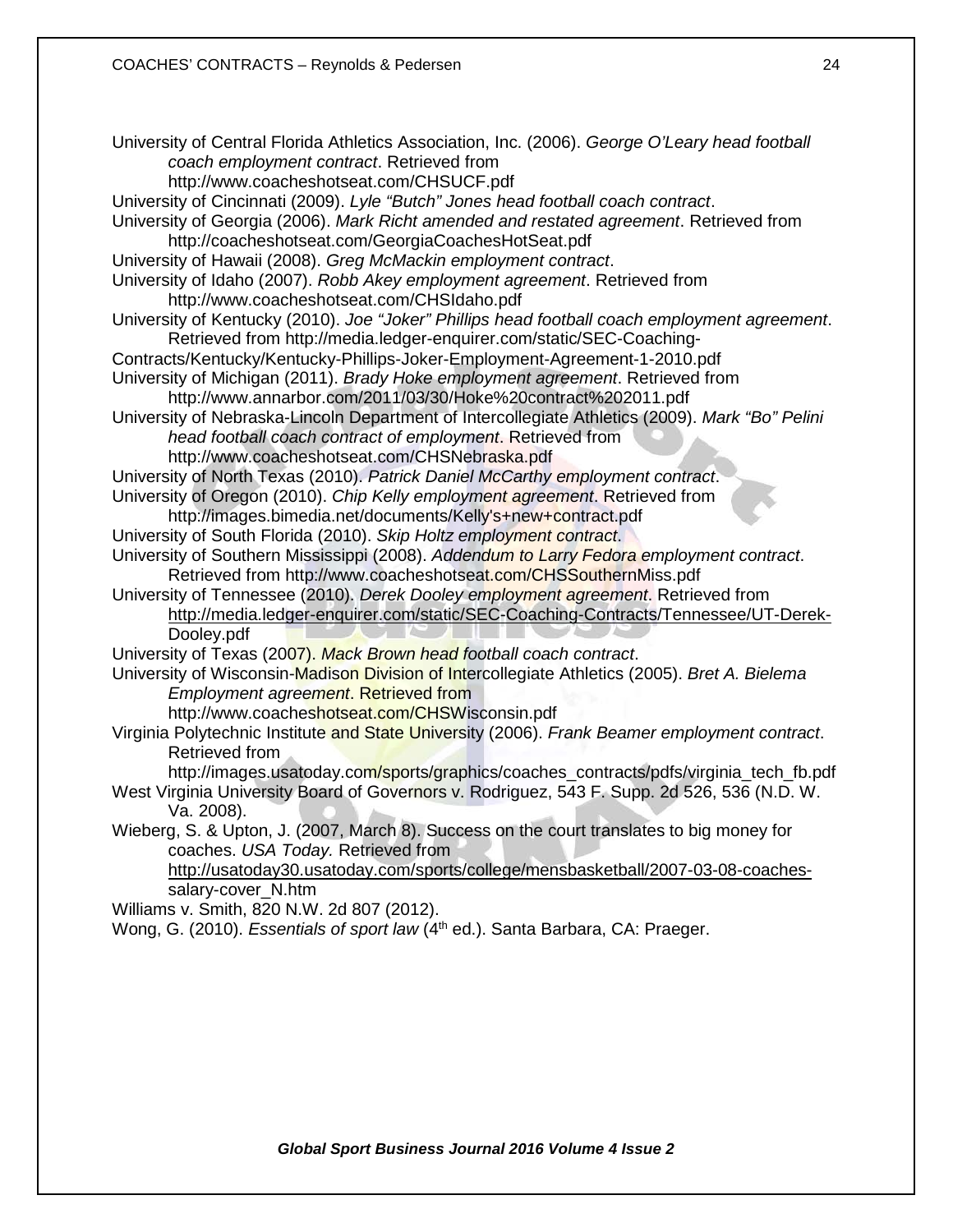University of Central Florida Athletics Association, Inc. (2006). *George O'Leary head football coach employment contract*. Retrieved from http://www.coacheshotseat.com/CHSUCF.pdf

University of Cincinnati (2009). *Lyle "Butch" Jones head football coach contract*.

University of Georgia (2006). *Mark Richt amended and restated agreement*. Retrieved from http://coacheshotseat.com/GeorgiaCoachesHotSeat.pdf

University of Hawaii (2008). *Greg McMackin employment contract*.

University of Idaho (2007). *Robb Akey employment agreement*. Retrieved from http://www.coacheshotseat.com/CHSIdaho.pdf

University of Kentucky (2010). *Joe "Joker" Phillips head football coach employment agreement*. Retrieved from http://media.ledger-enquirer.com/static/SEC-Coaching-Contracts/Kentucky/Kentucky-Phillips-Joker-Employment-Agreement-1-2010.pdf

University of Michigan (2011). *Brady Hoke employment agreement*. Retrieved from http://www.annarbor.com/2011/03/30/Hoke%20contract%202011.pdf

University of Nebraska-Lincoln Department of Intercollegiate Athletics (2009). *Mark "Bo" Pelini head football coach contract of employment*. Retrieved from http://www.coacheshotseat.com/CHSNebraska.pdf

University of North Texas (2010). *Patrick Daniel McCarthy employment contract*.

University of Oregon (2010). *Chip Kelly employment agreement*. Retrieved from http://images.bimedia.net/documents/Kelly's+new+contract.pdf

University of South Florida (2010). *Skip Holtz employment contract*.

University of Southern Mississippi (2008). *Addendum to Larry Fedora employment contract*. Retrieved from http://www.coacheshotseat.com/CHSSouthernMiss.pdf

University of Tennessee (2010). *Derek Dooley employment agreement*. Retrieved from http://media.ledger-enquirer.com/static/SEC-Coaching-Contracts/Tennessee/UT-Derek-Dooley.pdf

University of Texas (2007). *Mack Brown head football coach contract*.

University of Wisconsin-Madison Division of Intercollegiate Athletics (2005). *Bret A. Bielema Employment agreement*. Retrieved from http://www.coacheshotseat.com/CHSWisconsin.pdf

Virginia Polytechnic Institute and State University (2006). *Frank Beamer employment contract*. Retrieved from http://images.usatoday.com/sports/graphics/coaches_contracts/pdfs/virginia_tech_fb.pdf

West Virginia University Board of Governors v. Rodriguez, 543 F. Supp. 2d 526, 536 (N.D. W. Va. 2008).

Wieberg, S. & Upton, J. (2007, March 8). Success on the court translates to big money for coaches. *USA Today.* Retrieved from http://usatoday30.usatoday.com/sports/college/mensbasketball/2007-03-08-coaches-salary-cover_N.htm

Williams v. Smith, 820 N.W. 2d 807 (2012).

Wong, G. (2010). *Essentials of sport law* (4th ed.). Santa Barbara, CA: Praeger.